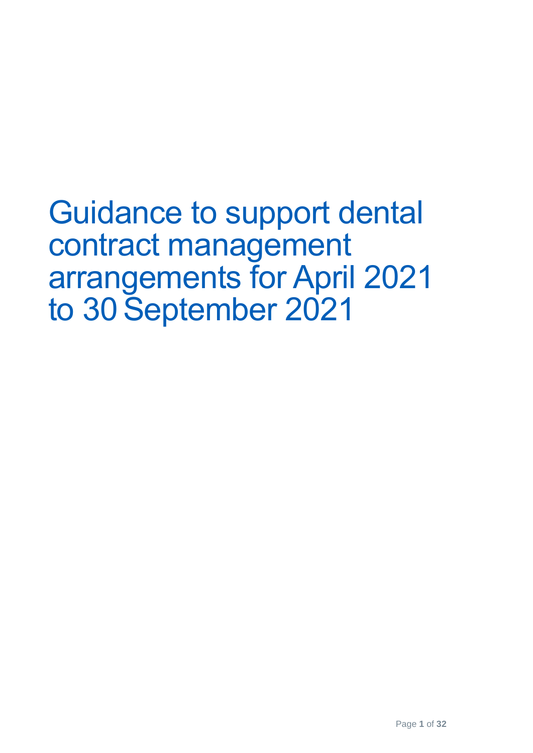# Guidance to support dental contract management arrangements for April 2021 to 30 September 2021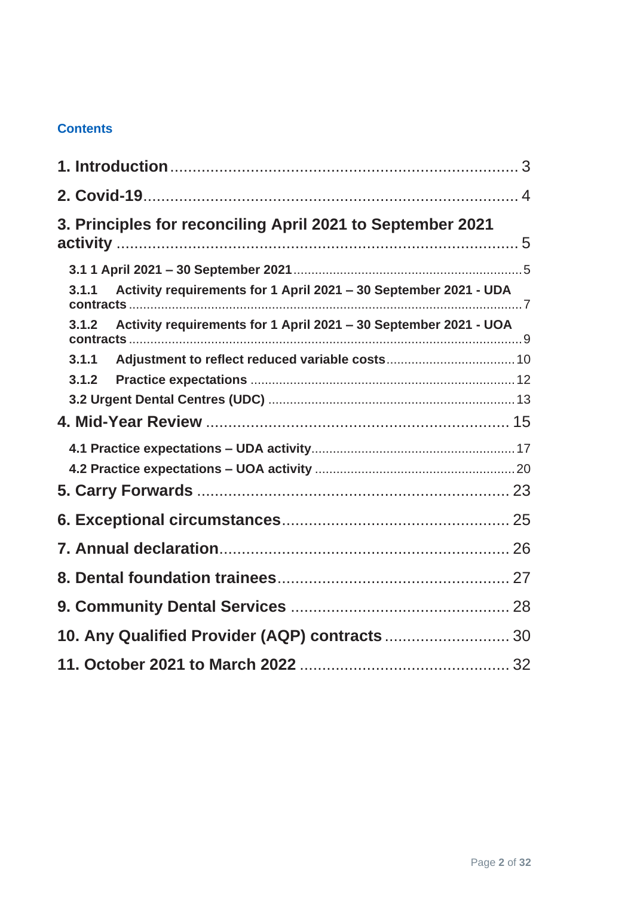**Contents**

- **1. Introduction** ........ 3
- **2. Covid-19** ........ 4
- **3. Principles for reconciling April 2021 to September 2021 activity** ........ 5
  - **3.1 1 April 2021 – 30 September 2021** ........ 5
  - **3.1.1 Activity requirements for 1 April 2021 – 30 September 2021 - UDA contracts** ........ 7
  - **3.1.2 Activity requirements for 1 April 2021 – 30 September 2021 - UOA contracts** ........ 9
  - **3.1.1 Adjustment to reflect reduced variable costs** ........ 10
  - **3.1.2 Practice expectations** ........ 12
  - **3.2 Urgent Dental Centres (UDC)** ........ 13
- **4. Mid-Year Review** ........ 15
  - **4.1 Practice expectations – UDA activity** ........ 17
  - **4.2 Practice expectations – UOA activity** ........ 20
- **5. Carry Forwards** ........ 23
- **6. Exceptional circumstances** ........ 25
- **7. Annual declaration** ........ 26
- **8. Dental foundation trainees** ........ 27
- **9. Community Dental Services** ........ 28
- **10. Any Qualified Provider (AQP) contracts** ........ 30
- **11. October 2021 to March 2022** ........ 32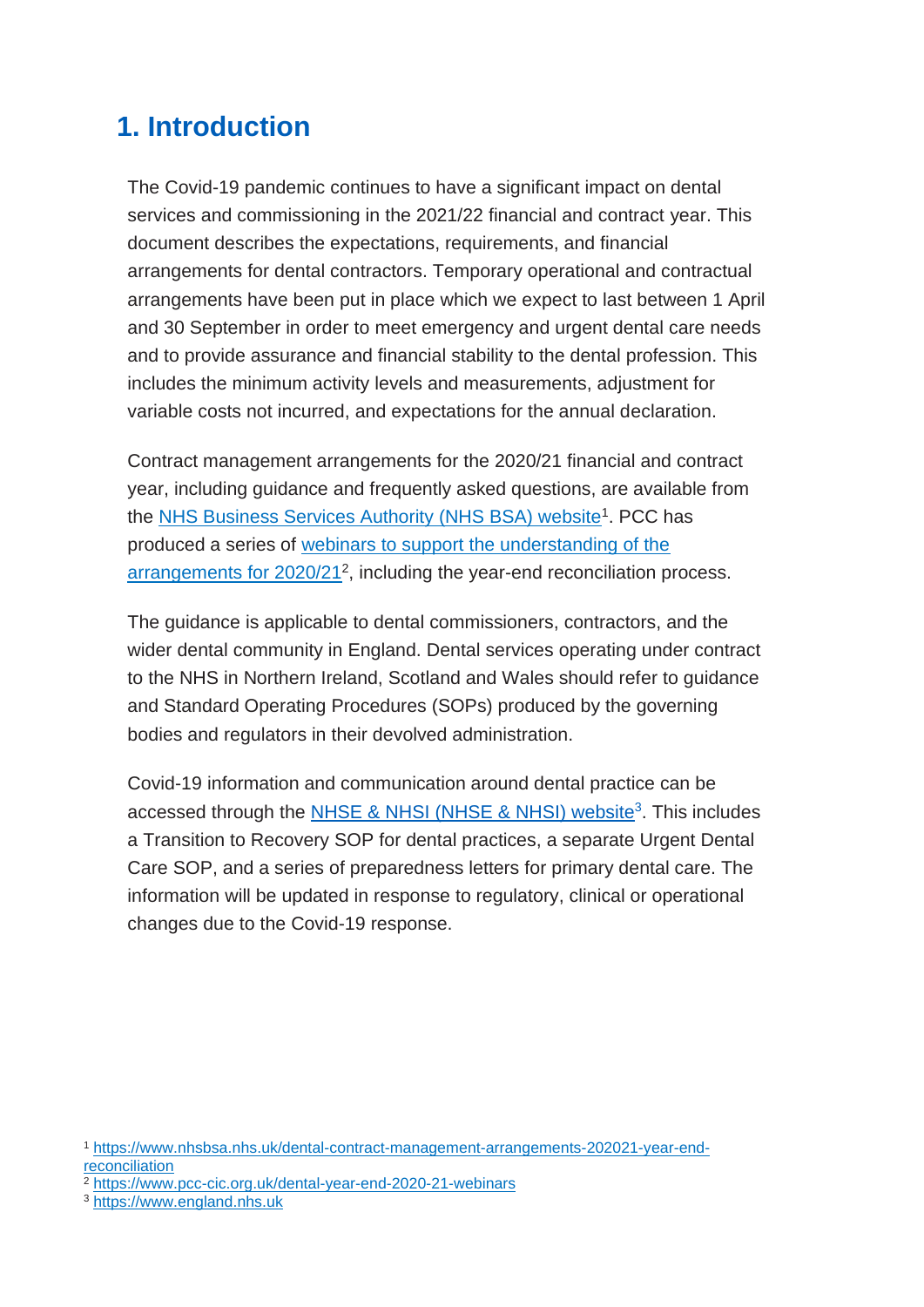## 1. Introduction

The Covid-19 pandemic continues to have a significant impact on dental services and commissioning in the 2021/22 financial and contract year. This document describes the expectations, requirements, and financial arrangements for dental contractors. Temporary operational and contractual arrangements have been put in place which we expect to last between 1 April and 30 September in order to meet emergency and urgent dental care needs and to provide assurance and financial stability to the dental profession. This includes the minimum activity levels and measurements, adjustment for variable costs not incurred, and expectations for the annual declaration.

Contract management arrangements for the 2020/21 financial and contract year, including guidance and frequently asked questions, are available from the NHS Business Services Authority (NHS BSA) website[1]. PCC has produced a series of webinars to support the understanding of the arrangements for 2020/21[2], including the year-end reconciliation process.

The guidance is applicable to dental commissioners, contractors, and the wider dental community in England. Dental services operating under contract to the NHS in Northern Ireland, Scotland and Wales should refer to guidance and Standard Operating Procedures (SOPs) produced by the governing bodies and regulators in their devolved administration.

Covid-19 information and communication around dental practice can be accessed through the NHSE & NHSI (NHSE & NHSI) website[3]. This includes a Transition to Recovery SOP for dental practices, a separate Urgent Dental Care SOP, and a series of preparedness letters for primary dental care. The information will be updated in response to regulatory, clinical or operational changes due to the Covid-19 response.

[1] https://www.nhsbsa.nhs.uk/dental-contract-management-arrangements-202021-year-end-reconciliation

[2] https://www.pcc-cic.org.uk/dental-year-end-2020-21-webinars

[3] https://www.england.nhs.uk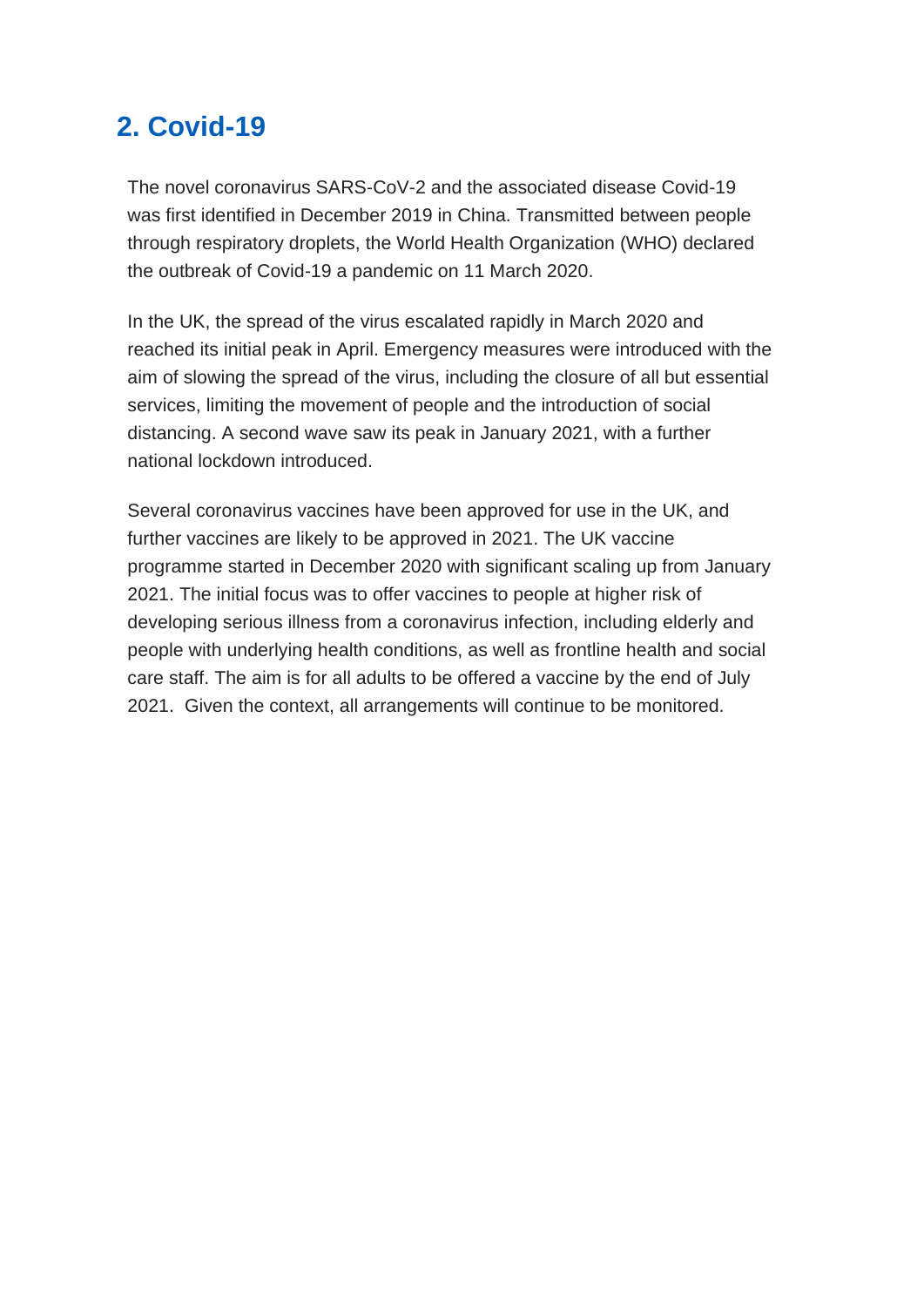## 2. Covid-19

The novel coronavirus SARS-CoV-2 and the associated disease Covid-19 was first identified in December 2019 in China. Transmitted between people through respiratory droplets, the World Health Organization (WHO) declared the outbreak of Covid-19 a pandemic on 11 March 2020.

In the UK, the spread of the virus escalated rapidly in March 2020 and reached its initial peak in April. Emergency measures were introduced with the aim of slowing the spread of the virus, including the closure of all but essential services, limiting the movement of people and the introduction of social distancing. A second wave saw its peak in January 2021, with a further national lockdown introduced.

Several coronavirus vaccines have been approved for use in the UK, and further vaccines are likely to be approved in 2021. The UK vaccine programme started in December 2020 with significant scaling up from January 2021. The initial focus was to offer vaccines to people at higher risk of developing serious illness from a coronavirus infection, including elderly and people with underlying health conditions, as well as frontline health and social care staff. The aim is for all adults to be offered a vaccine by the end of July 2021. Given the context, all arrangements will continue to be monitored.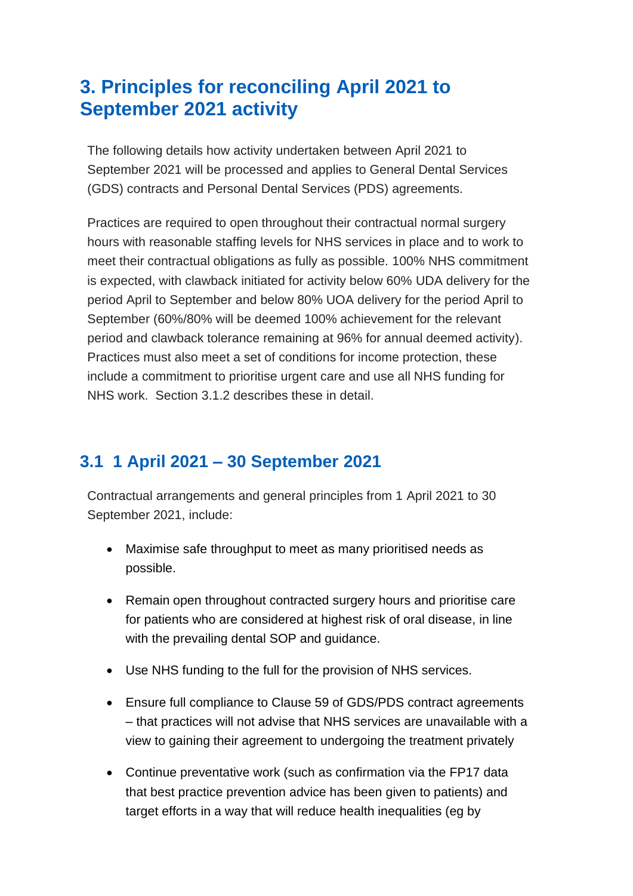# 3. Principles for reconciling April 2021 to September 2021 activity

The following details how activity undertaken between April 2021 to September 2021 will be processed and applies to General Dental Services (GDS) contracts and Personal Dental Services (PDS) agreements.

Practices are required to open throughout their contractual normal surgery hours with reasonable staffing levels for NHS services in place and to work to meet their contractual obligations as fully as possible. 100% NHS commitment is expected, with clawback initiated for activity below 60% UDA delivery for the period April to September and below 80% UOA delivery for the period April to September (60%/80% will be deemed 100% achievement for the relevant period and clawback tolerance remaining at 96% for annual deemed activity). Practices must also meet a set of conditions for income protection, these include a commitment to prioritise urgent care and use all NHS funding for NHS work. Section 3.1.2 describes these in detail.

## 3.1 1 April 2021 – 30 September 2021

Contractual arrangements and general principles from 1 April 2021 to 30 September 2021, include:

- Maximise safe throughput to meet as many prioritised needs as possible.
- Remain open throughout contracted surgery hours and prioritise care for patients who are considered at highest risk of oral disease, in line with the prevailing dental SOP and guidance.
- Use NHS funding to the full for the provision of NHS services.
- Ensure full compliance to Clause 59 of GDS/PDS contract agreements – that practices will not advise that NHS services are unavailable with a view to gaining their agreement to undergoing the treatment privately
- Continue preventative work (such as confirmation via the FP17 data that best practice prevention advice has been given to patients) and target efforts in a way that will reduce health inequalities (eg by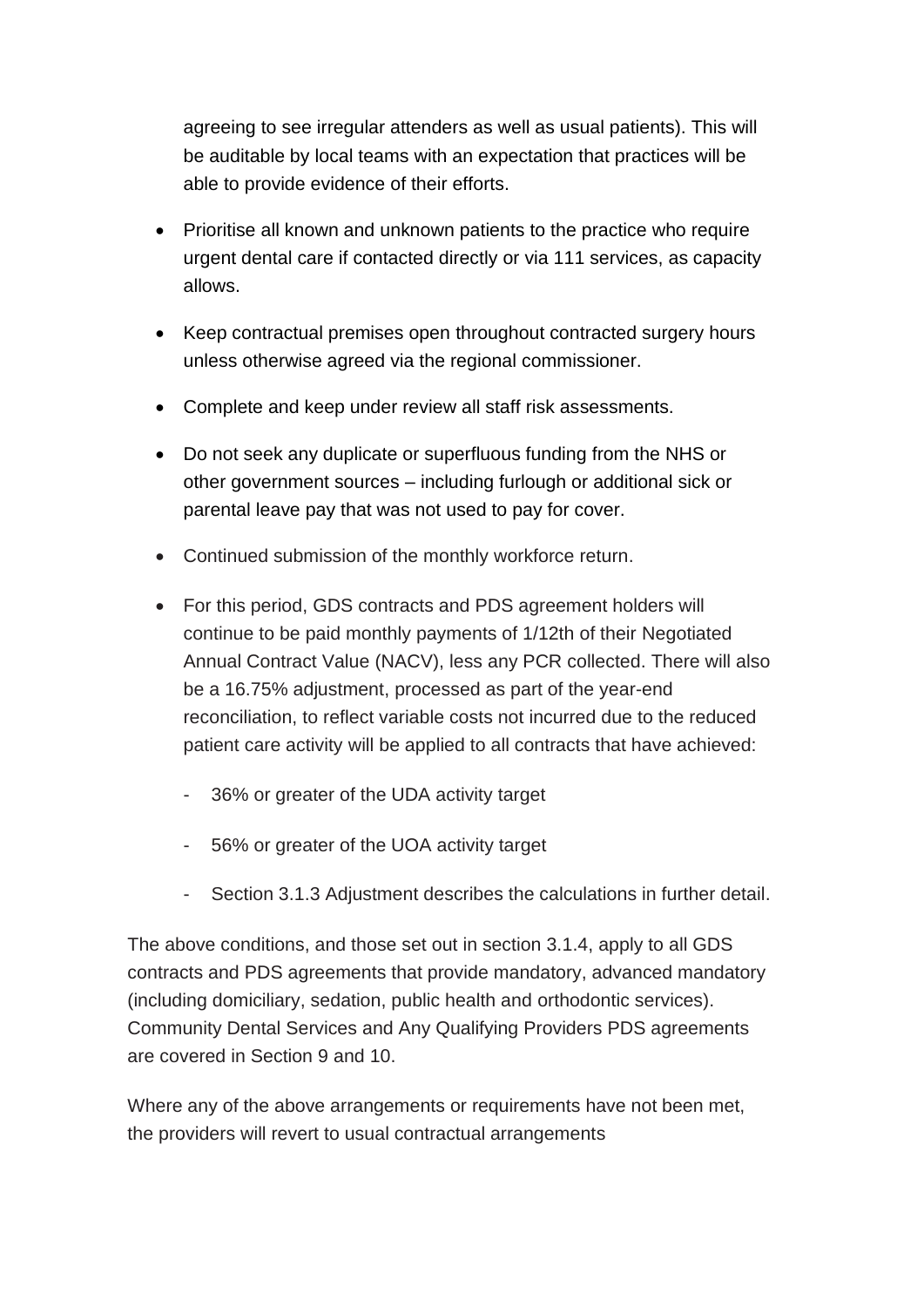agreeing to see irregular attenders as well as usual patients). This will be auditable by local teams with an expectation that practices will be able to provide evidence of their efforts.

- Prioritise all known and unknown patients to the practice who require urgent dental care if contacted directly or via 111 services, as capacity allows.
- Keep contractual premises open throughout contracted surgery hours unless otherwise agreed via the regional commissioner.
- Complete and keep under review all staff risk assessments.
- Do not seek any duplicate or superfluous funding from the NHS or other government sources – including furlough or additional sick or parental leave pay that was not used to pay for cover.
- Continued submission of the monthly workforce return.
- For this period, GDS contracts and PDS agreement holders will continue to be paid monthly payments of 1/12th of their Negotiated Annual Contract Value (NACV), less any PCR collected. There will also be a 16.75% adjustment, processed as part of the year-end reconciliation, to reflect variable costs not incurred due to the reduced patient care activity will be applied to all contracts that have achieved:
    - 36% or greater of the UDA activity target
    - 56% or greater of the UOA activity target
    - Section 3.1.3 Adjustment describes the calculations in further detail.

The above conditions, and those set out in section 3.1.4, apply to all GDS contracts and PDS agreements that provide mandatory, advanced mandatory (including domiciliary, sedation, public health and orthodontic services). Community Dental Services and Any Qualifying Providers PDS agreements are covered in Section 9 and 10.

Where any of the above arrangements or requirements have not been met, the providers will revert to usual contractual arrangements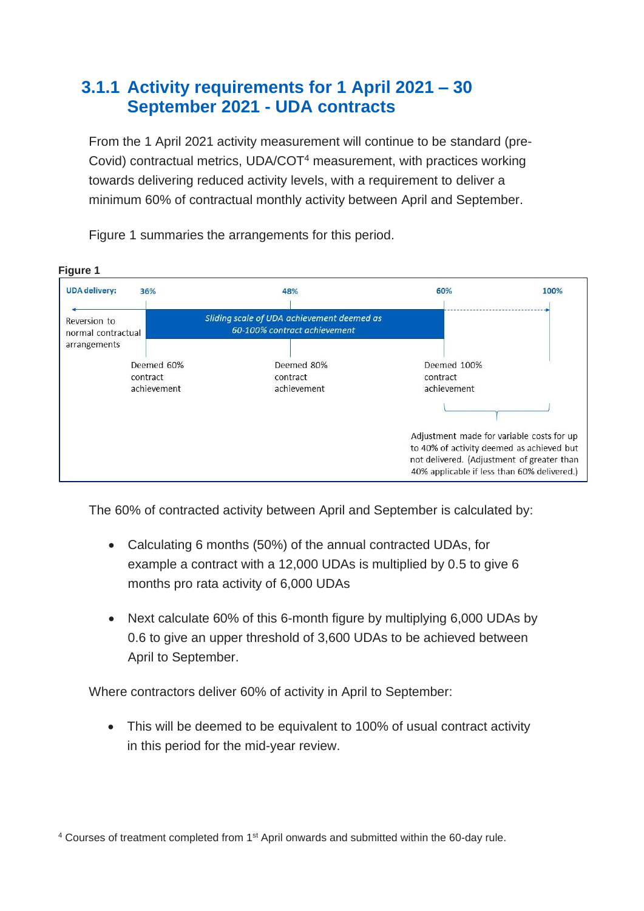### 3.1.1 Activity requirements for 1 April 2021 – 30 September 2021 - UDA contracts

From the 1 April 2021 activity measurement will continue to be standard (pre-Covid) contractual metrics, UDA/COT[4] measurement, with practices working towards delivering reduced activity levels, with a requirement to deliver a minimum 60% of contractual monthly activity between April and September.

Figure 1 summaries the arrangements for this period.

**Figure 1**

UDA delivery: 36% | 48% | 60% | 100%

Reversion to normal contractual arrangements

*Sliding scale of UDA achievement deemed as 60-100% contract achievement*

Deemed 60% contract achievement

Deemed 80% contract achievement

Deemed 100% contract achievement

Adjustment made for variable costs for up to 40% of activity deemed as achieved but not delivered. (Adjustment of greater than 40% applicable if less than 60% delivered.)

The 60% of contracted activity between April and September is calculated by:

- Calculating 6 months (50%) of the annual contracted UDAs, for example a contract with a 12,000 UDAs is multiplied by 0.5 to give 6 months pro rata activity of 6,000 UDAs
- Next calculate 60% of this 6-month figure by multiplying 6,000 UDAs by 0.6 to give an upper threshold of 3,600 UDAs to be achieved between April to September.

Where contractors deliver 60% of activity in April to September:

- This will be deemed to be equivalent to 100% of usual contract activity in this period for the mid-year review.

[4] Courses of treatment completed from 1st April onwards and submitted within the 60-day rule.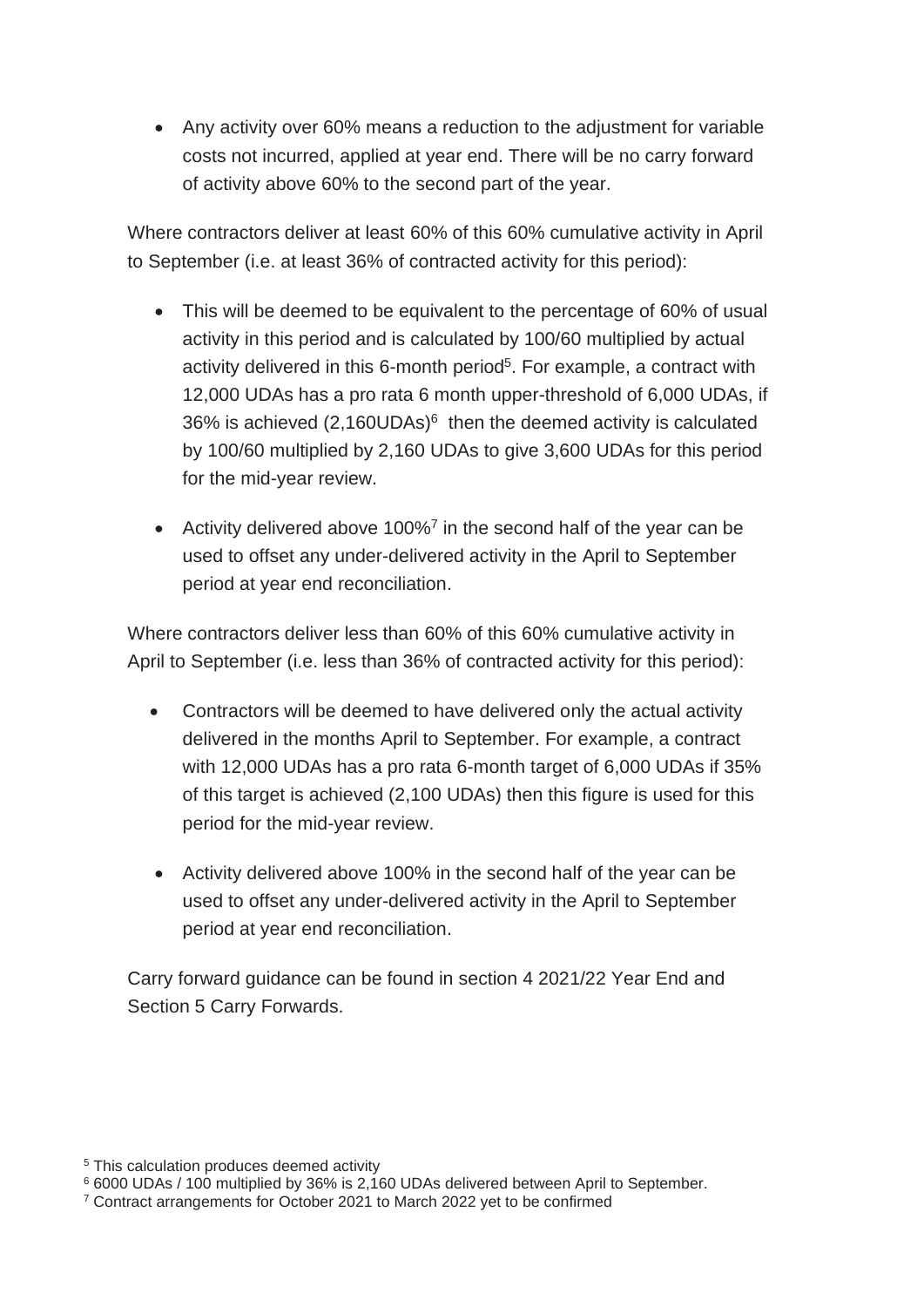- Any activity over 60% means a reduction to the adjustment for variable costs not incurred, applied at year end. There will be no carry forward of activity above 60% to the second part of the year.

Where contractors deliver at least 60% of this 60% cumulative activity in April to September (i.e. at least 36% of contracted activity for this period):

- This will be deemed to be equivalent to the percentage of 60% of usual activity in this period and is calculated by 100/60 multiplied by actual activity delivered in this 6-month period[5]. For example, a contract with 12,000 UDAs has a pro rata 6 month upper-threshold of 6,000 UDAs, if 36% is achieved (2,160UDAs)[6] then the deemed activity is calculated by 100/60 multiplied by 2,160 UDAs to give 3,600 UDAs for this period for the mid-year review.

- Activity delivered above 100%[7] in the second half of the year can be used to offset any under-delivered activity in the April to September period at year end reconciliation.

Where contractors deliver less than 60% of this 60% cumulative activity in April to September (i.e. less than 36% of contracted activity for this period):

- Contractors will be deemed to have delivered only the actual activity delivered in the months April to September. For example, a contract with 12,000 UDAs has a pro rata 6-month target of 6,000 UDAs if 35% of this target is achieved (2,100 UDAs) then this figure is used for this period for the mid-year review.

- Activity delivered above 100% in the second half of the year can be used to offset any under-delivered activity in the April to September period at year end reconciliation.

Carry forward guidance can be found in section 4 2021/22 Year End and Section 5 Carry Forwards.

[5] This calculation produces deemed activity

[6] 6000 UDAs / 100 multiplied by 36% is 2,160 UDAs delivered between April to September.

[7] Contract arrangements for October 2021 to March 2022 yet to be confirmed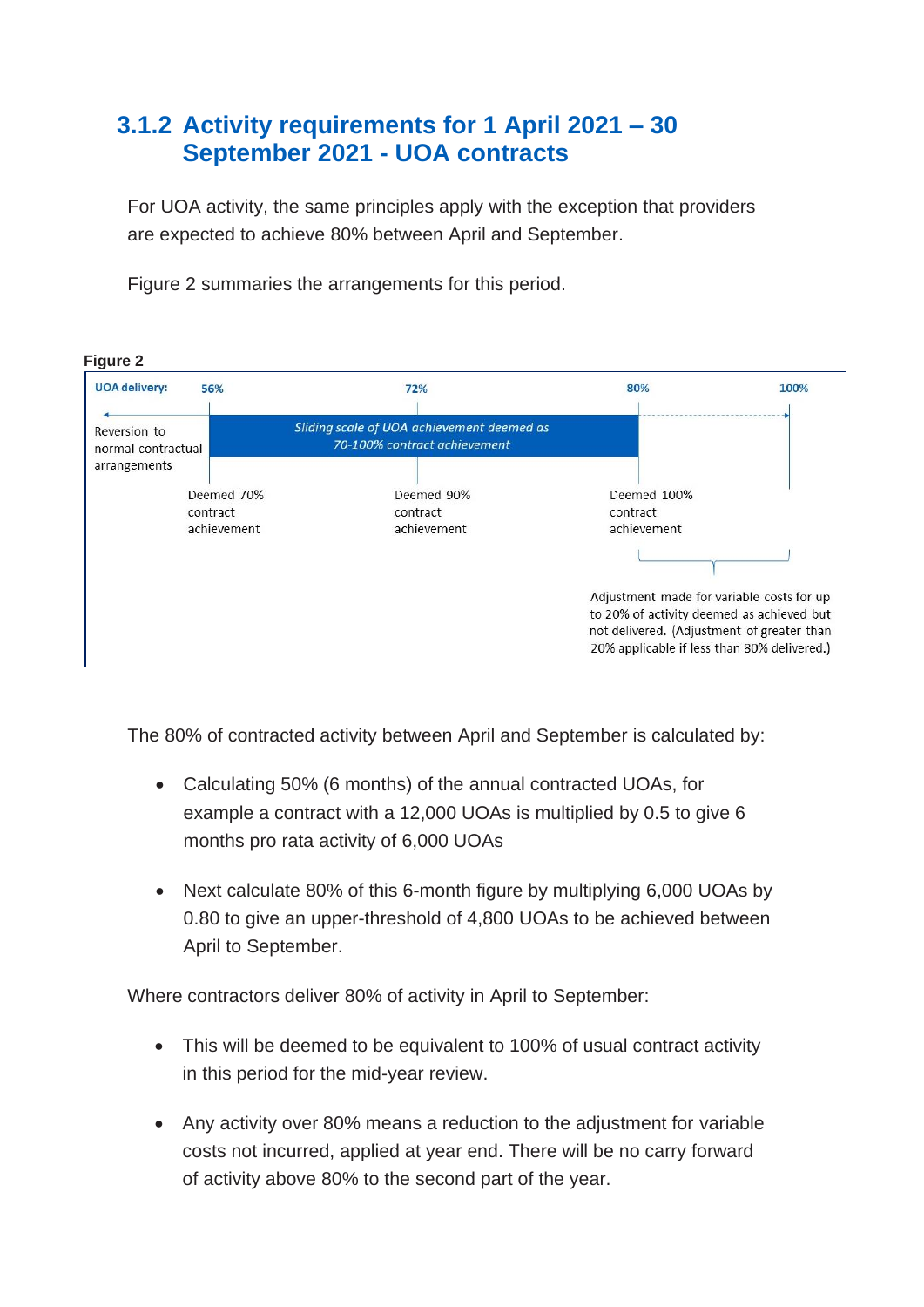### 3.1.2 Activity requirements for 1 April 2021 – 30 September 2021 - UOA contracts

For UOA activity, the same principles apply with the exception that providers are expected to achieve 80% between April and September.

Figure 2 summaries the arrangements for this period.

**Figure 2**

UOA delivery: 56% | 72% | 80% | 100%

Reversion to normal contractual arrangements

*Sliding scale of UOA achievement deemed as 70-100% contract achievement*

Deemed 70% contract achievement

Deemed 90% contract achievement

Deemed 100% contract achievement

Adjustment made for variable costs for up to 20% of activity deemed as achieved but not delivered. (Adjustment of greater than 20% applicable if less than 80% delivered.)

The 80% of contracted activity between April and September is calculated by:

- Calculating 50% (6 months) of the annual contracted UOAs, for example a contract with a 12,000 UOAs is multiplied by 0.5 to give 6 months pro rata activity of 6,000 UOAs
- Next calculate 80% of this 6-month figure by multiplying 6,000 UOAs by 0.80 to give an upper-threshold of 4,800 UOAs to be achieved between April to September.

Where contractors deliver 80% of activity in April to September:

- This will be deemed to be equivalent to 100% of usual contract activity in this period for the mid-year review.
- Any activity over 80% means a reduction to the adjustment for variable costs not incurred, applied at year end. There will be no carry forward of activity above 80% to the second part of the year.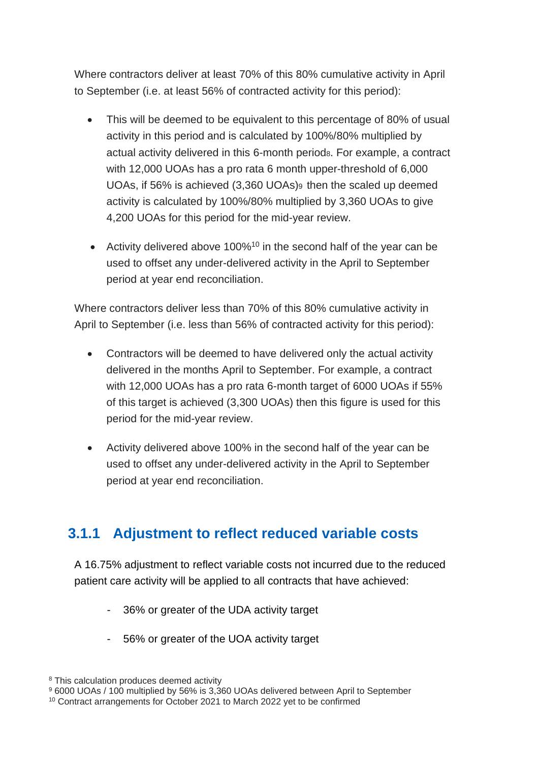Where contractors deliver at least 70% of this 80% cumulative activity in April to September (i.e. at least 56% of contracted activity for this period):

- This will be deemed to be equivalent to this percentage of 80% of usual activity in this period and is calculated by 100%/80% multiplied by actual activity delivered in this 6-month period[8]. For example, a contract with 12,000 UOAs has a pro rata 6 month upper-threshold of 6,000 UOAs, if 56% is achieved (3,360 UOAs)[9] then the scaled up deemed activity is calculated by 100%/80% multiplied by 3,360 UOAs to give 4,200 UOAs for this period for the mid-year review.

- Activity delivered above 100%[10] in the second half of the year can be used to offset any under-delivered activity in the April to September period at year end reconciliation.

Where contractors deliver less than 70% of this 80% cumulative activity in April to September (i.e. less than 56% of contracted activity for this period):

- Contractors will be deemed to have delivered only the actual activity delivered in the months April to September. For example, a contract with 12,000 UOAs has a pro rata 6-month target of 6000 UOAs if 55% of this target is achieved (3,300 UOAs) then this figure is used for this period for the mid-year review.

- Activity delivered above 100% in the second half of the year can be used to offset any under-delivered activity in the April to September period at year end reconciliation.

### 3.1.1 Adjustment to reflect reduced variable costs

A 16.75% adjustment to reflect variable costs not incurred due to the reduced patient care activity will be applied to all contracts that have achieved:

- 36% or greater of the UDA activity target
- 56% or greater of the UOA activity target

[8] This calculation produces deemed activity

[9] 6000 UOAs / 100 multiplied by 56% is 3,360 UOAs delivered between April to September

[10] Contract arrangements for October 2021 to March 2022 yet to be confirmed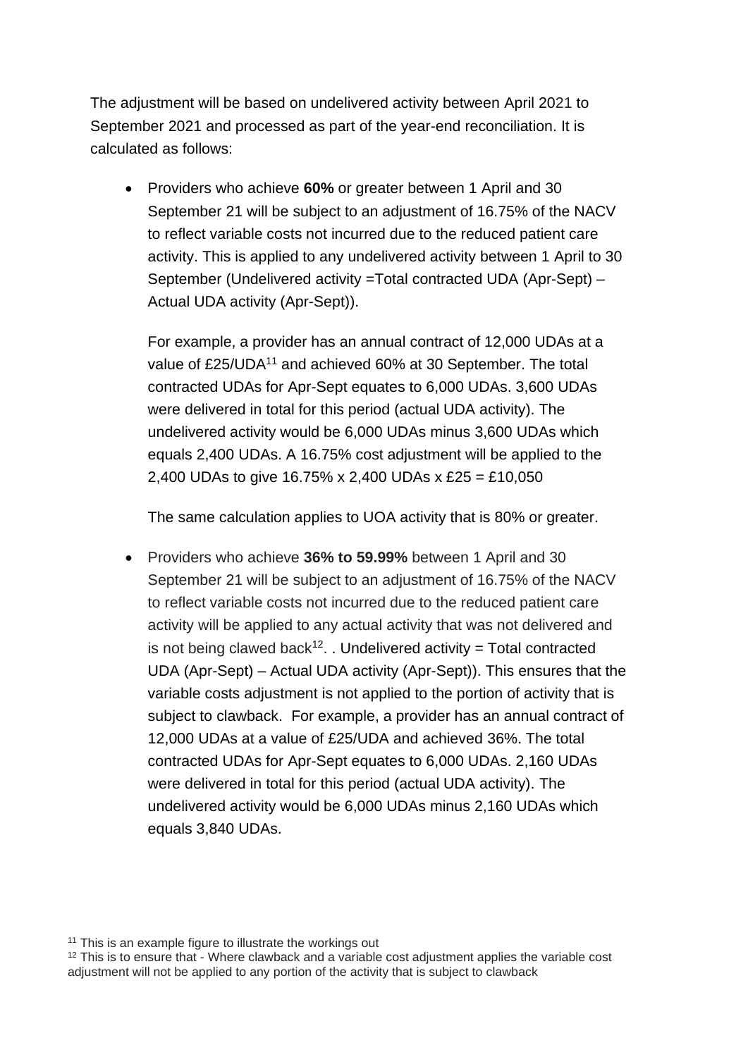The adjustment will be based on undelivered activity between April 2021 to September 2021 and processed as part of the year-end reconciliation. It is calculated as follows:

- Providers who achieve **60%** or greater between 1 April and 30 September 21 will be subject to an adjustment of 16.75% of the NACV to reflect variable costs not incurred due to the reduced patient care activity. This is applied to any undelivered activity between 1 April to 30 September (Undelivered activity =Total contracted UDA (Apr-Sept) – Actual UDA activity (Apr-Sept)).

  For example, a provider has an annual contract of 12,000 UDAs at a value of £25/UDA[11] and achieved 60% at 30 September. The total contracted UDAs for Apr-Sept equates to 6,000 UDAs. 3,600 UDAs were delivered in total for this period (actual UDA activity). The undelivered activity would be 6,000 UDAs minus 3,600 UDAs which equals 2,400 UDAs. A 16.75% cost adjustment will be applied to the 2,400 UDAs to give 16.75% x 2,400 UDAs x £25 = £10,050

  The same calculation applies to UOA activity that is 80% or greater.

- Providers who achieve **36% to 59.99%** between 1 April and 30 September 21 will be subject to an adjustment of 16.75% of the NACV to reflect variable costs not incurred due to the reduced patient care activity will be applied to any actual activity that was not delivered and is not being clawed back[12]. . Undelivered activity = Total contracted UDA (Apr-Sept) – Actual UDA activity (Apr-Sept)). This ensures that the variable costs adjustment is not applied to the portion of activity that is subject to clawback. For example, a provider has an annual contract of 12,000 UDAs at a value of £25/UDA and achieved 36%. The total contracted UDAs for Apr-Sept equates to 6,000 UDAs. 2,160 UDAs were delivered in total for this period (actual UDA activity). The undelivered activity would be 6,000 UDAs minus 2,160 UDAs which equals 3,840 UDAs.

[11] This is an example figure to illustrate the workings out

[12] This is to ensure that - Where clawback and a variable cost adjustment applies the variable cost adjustment will not be applied to any portion of the activity that is subject to clawback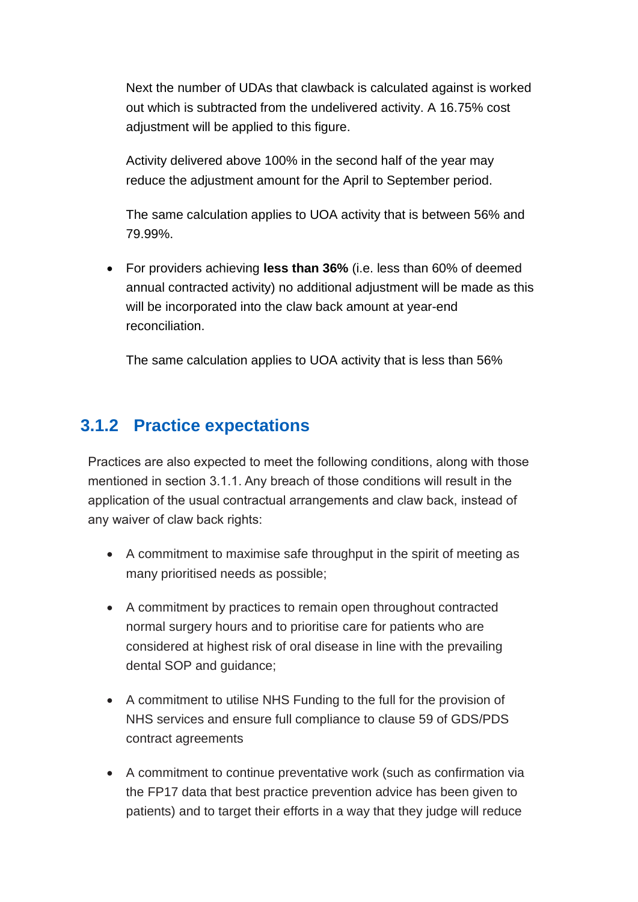Next the number of UDAs that clawback is calculated against is worked out which is subtracted from the undelivered activity. A 16.75% cost adjustment will be applied to this figure.

Activity delivered above 100% in the second half of the year may reduce the adjustment amount for the April to September period.

The same calculation applies to UOA activity that is between 56% and 79.99%.

- For providers achieving **less than 36%** (i.e. less than 60% of deemed annual contracted activity) no additional adjustment will be made as this will be incorporated into the claw back amount at year-end reconciliation.

  The same calculation applies to UOA activity that is less than 56%

### 3.1.2 Practice expectations

Practices are also expected to meet the following conditions, along with those mentioned in section 3.1.1. Any breach of those conditions will result in the application of the usual contractual arrangements and claw back, instead of any waiver of claw back rights:

- A commitment to maximise safe throughput in the spirit of meeting as many prioritised needs as possible;
- A commitment by practices to remain open throughout contracted normal surgery hours and to prioritise care for patients who are considered at highest risk of oral disease in line with the prevailing dental SOP and guidance;
- A commitment to utilise NHS Funding to the full for the provision of NHS services and ensure full compliance to clause 59 of GDS/PDS contract agreements
- A commitment to continue preventative work (such as confirmation via the FP17 data that best practice prevention advice has been given to patients) and to target their efforts in a way that they judge will reduce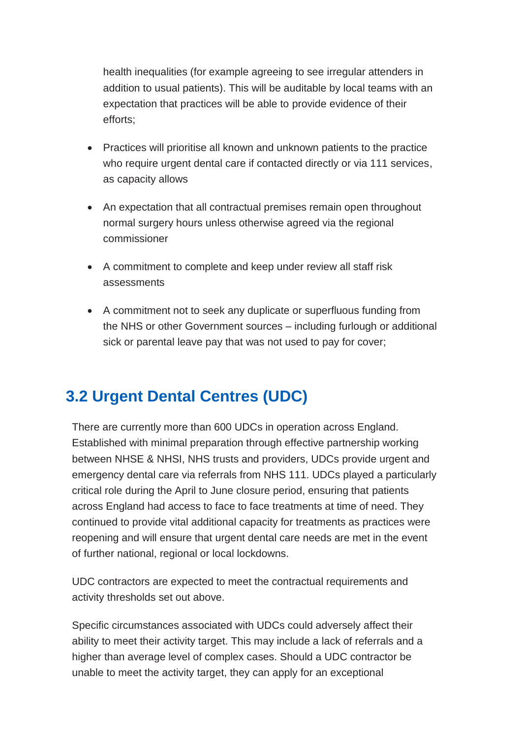health inequalities (for example agreeing to see irregular attenders in addition to usual patients). This will be auditable by local teams with an expectation that practices will be able to provide evidence of their efforts;

- Practices will prioritise all known and unknown patients to the practice who require urgent dental care if contacted directly or via 111 services, as capacity allows
- An expectation that all contractual premises remain open throughout normal surgery hours unless otherwise agreed via the regional commissioner
- A commitment to complete and keep under review all staff risk assessments
- A commitment not to seek any duplicate or superfluous funding from the NHS or other Government sources – including furlough or additional sick or parental leave pay that was not used to pay for cover;

## 3.2 Urgent Dental Centres (UDC)

There are currently more than 600 UDCs in operation across England. Established with minimal preparation through effective partnership working between NHSE & NHSI, NHS trusts and providers, UDCs provide urgent and emergency dental care via referrals from NHS 111. UDCs played a particularly critical role during the April to June closure period, ensuring that patients across England had access to face to face treatments at time of need. They continued to provide vital additional capacity for treatments as practices were reopening and will ensure that urgent dental care needs are met in the event of further national, regional or local lockdowns.

UDC contractors are expected to meet the contractual requirements and activity thresholds set out above.

Specific circumstances associated with UDCs could adversely affect their ability to meet their activity target. This may include a lack of referrals and a higher than average level of complex cases. Should a UDC contractor be unable to meet the activity target, they can apply for an exceptional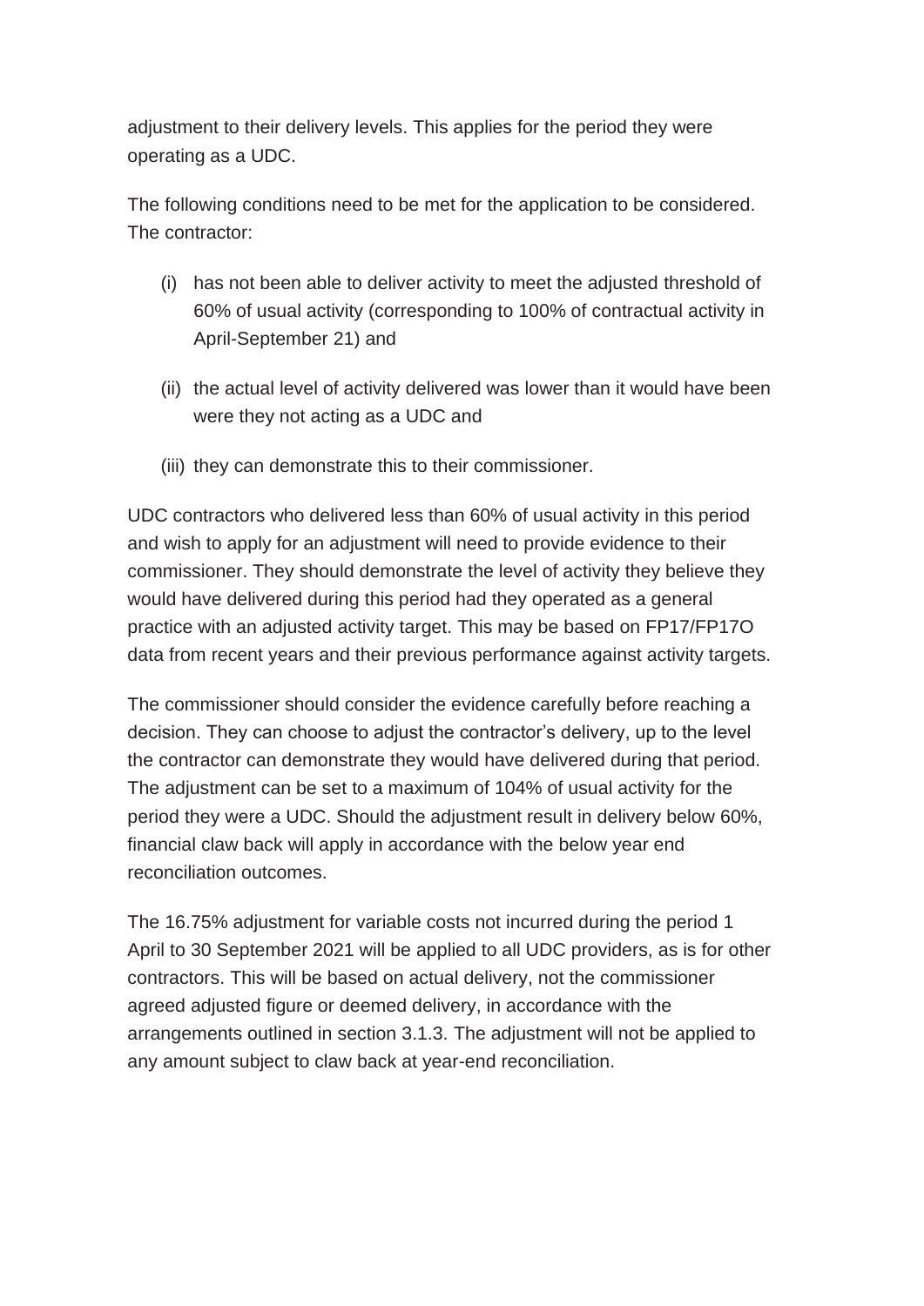adjustment to their delivery levels. This applies for the period they were operating as a UDC.

The following conditions need to be met for the application to be considered. The contractor:

(i) has not been able to deliver activity to meet the adjusted threshold of 60% of usual activity (corresponding to 100% of contractual activity in April-September 21) and

(ii) the actual level of activity delivered was lower than it would have been were they not acting as a UDC and

(iii) they can demonstrate this to their commissioner.

UDC contractors who delivered less than 60% of usual activity in this period and wish to apply for an adjustment will need to provide evidence to their commissioner. They should demonstrate the level of activity they believe they would have delivered during this period had they operated as a general practice with an adjusted activity target. This may be based on FP17/FP17O data from recent years and their previous performance against activity targets.

The commissioner should consider the evidence carefully before reaching a decision. They can choose to adjust the contractor's delivery, up to the level the contractor can demonstrate they would have delivered during that period. The adjustment can be set to a maximum of 104% of usual activity for the period they were a UDC. Should the adjustment result in delivery below 60%, financial claw back will apply in accordance with the below year end reconciliation outcomes.

The 16.75% adjustment for variable costs not incurred during the period 1 April to 30 September 2021 will be applied to all UDC providers, as is for other contractors. This will be based on actual delivery, not the commissioner agreed adjusted figure or deemed delivery, in accordance with the arrangements outlined in section 3.1.3. The adjustment will not be applied to any amount subject to claw back at year-end reconciliation.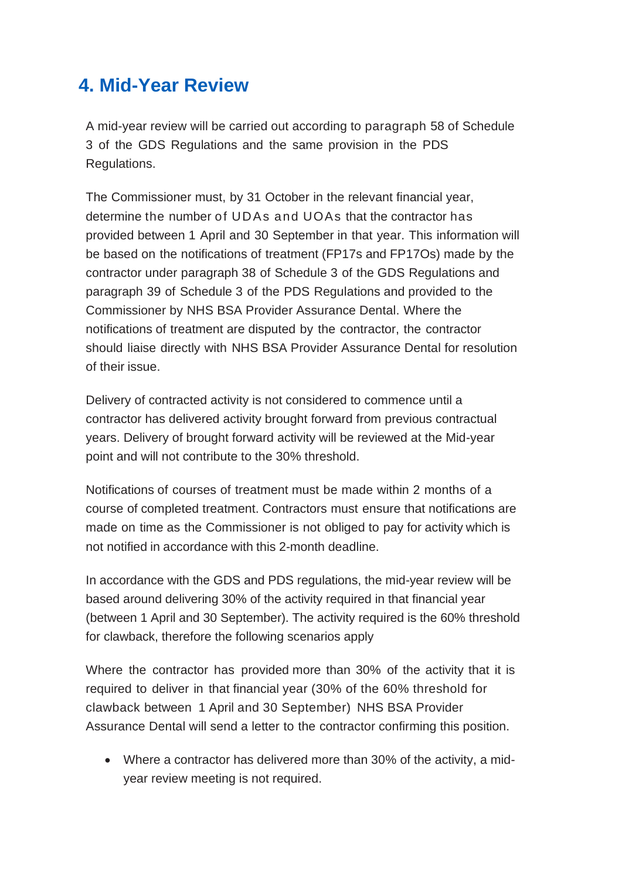## 4. Mid-Year Review

A mid-year review will be carried out according to paragraph 58 of Schedule 3 of the GDS Regulations and the same provision in the PDS Regulations.

The Commissioner must, by 31 October in the relevant financial year, determine the number of UDAs and UOAs that the contractor has provided between 1 April and 30 September in that year. This information will be based on the notifications of treatment (FP17s and FP17Os) made by the contractor under paragraph 38 of Schedule 3 of the GDS Regulations and paragraph 39 of Schedule 3 of the PDS Regulations and provided to the Commissioner by NHS BSA Provider Assurance Dental. Where the notifications of treatment are disputed by the contractor, the contractor should liaise directly with NHS BSA Provider Assurance Dental for resolution of their issue.

Delivery of contracted activity is not considered to commence until a contractor has delivered activity brought forward from previous contractual years. Delivery of brought forward activity will be reviewed at the Mid-year point and will not contribute to the 30% threshold.

Notifications of courses of treatment must be made within 2 months of a course of completed treatment. Contractors must ensure that notifications are made on time as the Commissioner is not obliged to pay for activity which is not notified in accordance with this 2-month deadline.

In accordance with the GDS and PDS regulations, the mid-year review will be based around delivering 30% of the activity required in that financial year (between 1 April and 30 September). The activity required is the 60% threshold for clawback, therefore the following scenarios apply

Where the contractor has provided more than 30% of the activity that it is required to deliver in that financial year (30% of the 60% threshold for clawback between 1 April and 30 September) NHS BSA Provider Assurance Dental will send a letter to the contractor confirming this position.

- Where a contractor has delivered more than 30% of the activity, a mid-year review meeting is not required.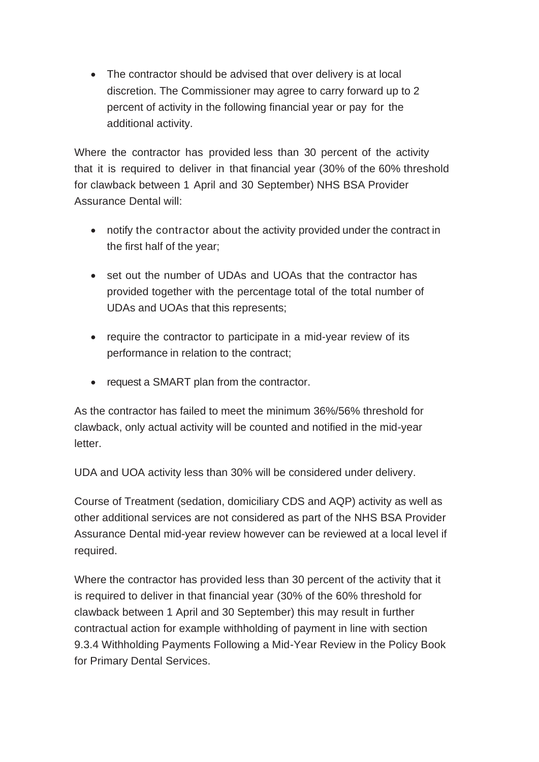- The contractor should be advised that over delivery is at local discretion. The Commissioner may agree to carry forward up to 2 percent of activity in the following financial year or pay for the additional activity.

Where the contractor has provided less than 30 percent of the activity that it is required to deliver in that financial year (30% of the 60% threshold for clawback between 1 April and 30 September) NHS BSA Provider Assurance Dental will:

- notify the contractor about the activity provided under the contract in the first half of the year;
- set out the number of UDAs and UOAs that the contractor has provided together with the percentage total of the total number of UDAs and UOAs that this represents;
- require the contractor to participate in a mid-year review of its performance in relation to the contract;
- request a SMART plan from the contractor.

As the contractor has failed to meet the minimum 36%/56% threshold for clawback, only actual activity will be counted and notified in the mid-year letter.

UDA and UOA activity less than 30% will be considered under delivery.

Course of Treatment (sedation, domiciliary CDS and AQP) activity as well as other additional services are not considered as part of the NHS BSA Provider Assurance Dental mid-year review however can be reviewed at a local level if required.

Where the contractor has provided less than 30 percent of the activity that it is required to deliver in that financial year (30% of the 60% threshold for clawback between 1 April and 30 September) this may result in further contractual action for example withholding of payment in line with section 9.3.4 Withholding Payments Following a Mid-Year Review in the Policy Book for Primary Dental Services.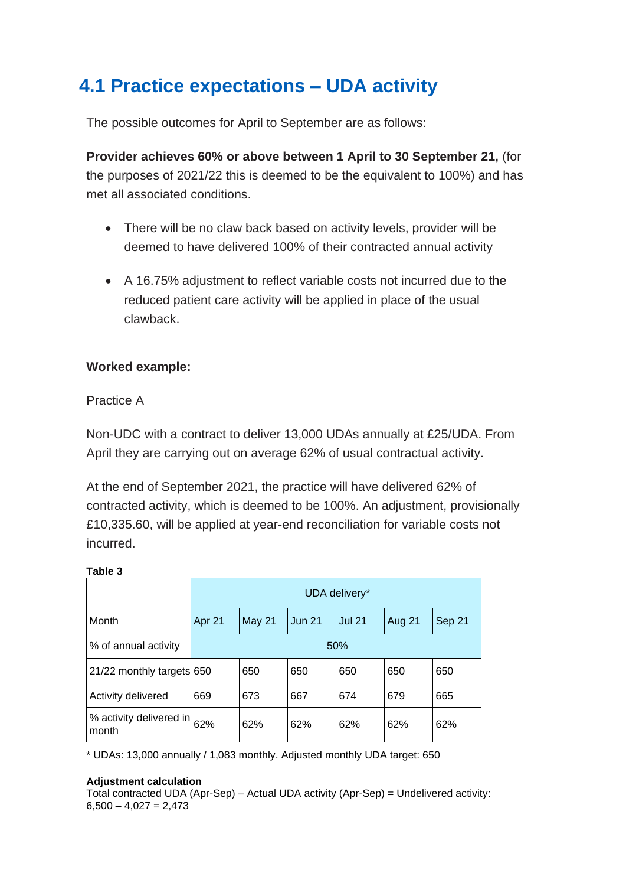## 4.1 Practice expectations – UDA activity

The possible outcomes for April to September are as follows:

**Provider achieves 60% or above between 1 April to 30 September 21,** (for the purposes of 2021/22 this is deemed to be the equivalent to 100%) and has met all associated conditions.

- There will be no claw back based on activity levels, provider will be deemed to have delivered 100% of their contracted annual activity
- A 16.75% adjustment to reflect variable costs not incurred due to the reduced patient care activity will be applied in place of the usual clawback.

**Worked example:**

Practice A

Non-UDC with a contract to deliver 13,000 UDAs annually at £25/UDA. From April they are carrying out on average 62% of usual contractual activity.

At the end of September 2021, the practice will have delivered 62% of contracted activity, which is deemed to be 100%. An adjustment, provisionally £10,335.60, will be applied at year-end reconciliation for variable costs not incurred.

**Table 3**

| | UDA delivery* | | | | | |
|---|---|---|---|---|---|---|
| Month | Apr 21 | May 21 | Jun 21 | Jul 21 | Aug 21 | Sep 21 |
| % of annual activity | 50% | | | | | |
| 21/22 monthly targets | 650 | 650 | 650 | 650 | 650 | 650 |
| Activity delivered | 669 | 673 | 667 | 674 | 679 | 665 |
| % activity delivered in month | 62% | 62% | 62% | 62% | 62% | 62% |

* UDAs: 13,000 annually / 1,083 monthly. Adjusted monthly UDA target: 650

**Adjustment calculation**

Total contracted UDA (Apr-Sep) – Actual UDA activity (Apr-Sep) = Undelivered activity: 6,500 – 4,027 = 2,473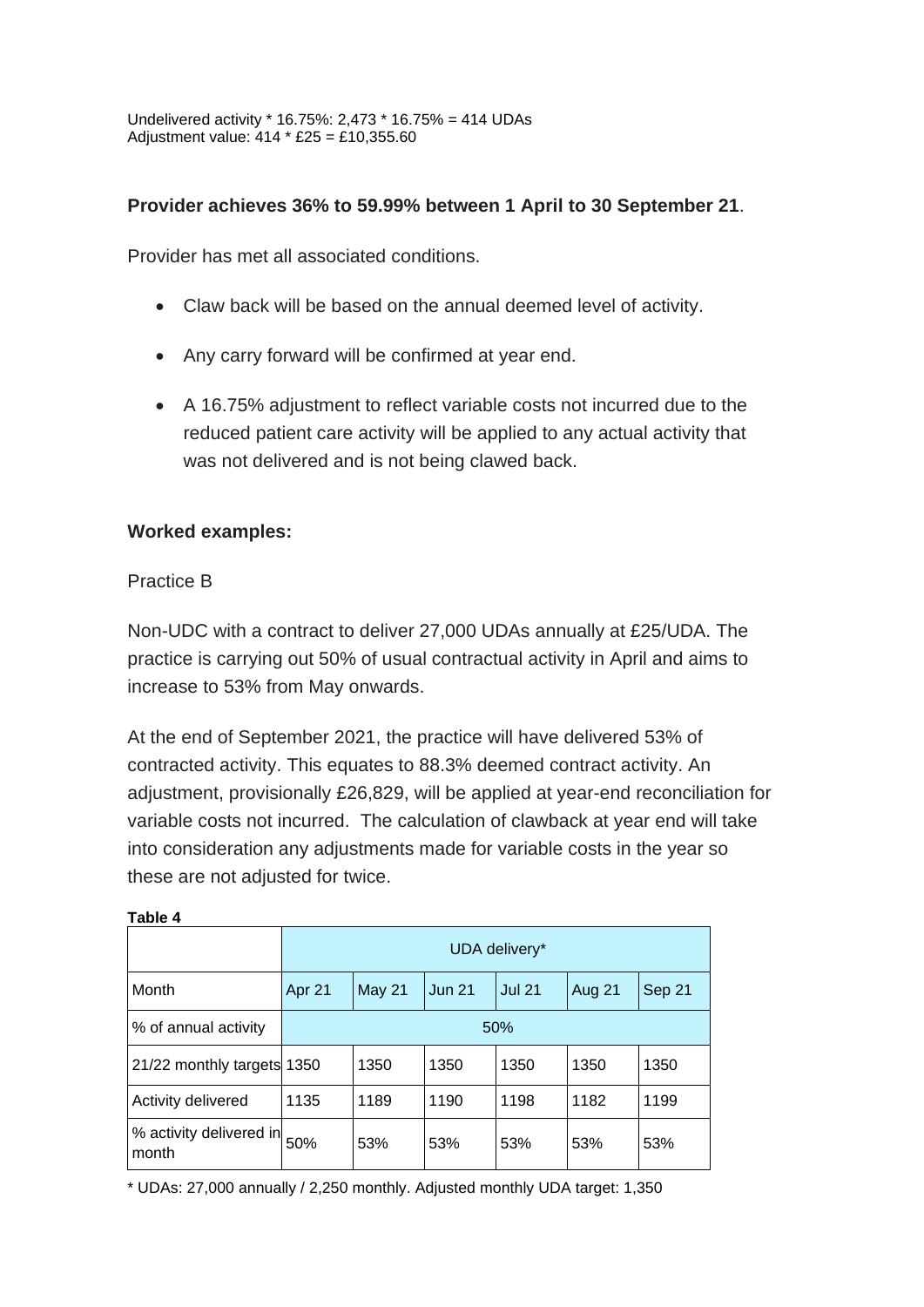Undelivered activity * 16.75%: 2,473 * 16.75% = 414 UDAs
Adjustment value: 414 * £25 = £10,355.60

**Provider achieves 36% to 59.99% between 1 April to 30 September 21**.

Provider has met all associated conditions.

- Claw back will be based on the annual deemed level of activity.
- Any carry forward will be confirmed at year end.
- A 16.75% adjustment to reflect variable costs not incurred due to the reduced patient care activity will be applied to any actual activity that was not delivered and is not being clawed back.

**Worked examples:**

Practice B

Non-UDC with a contract to deliver 27,000 UDAs annually at £25/UDA. The practice is carrying out 50% of usual contractual activity in April and aims to increase to 53% from May onwards.

At the end of September 2021, the practice will have delivered 53% of contracted activity. This equates to 88.3% deemed contract activity. An adjustment, provisionally £26,829, will be applied at year-end reconciliation for variable costs not incurred. The calculation of clawback at year end will take into consideration any adjustments made for variable costs in the year so these are not adjusted for twice.

**Table 4**

| | UDA delivery* | | | | | |
|---|---|---|---|---|---|---|
| Month | Apr 21 | May 21 | Jun 21 | Jul 21 | Aug 21 | Sep 21 |
| % of annual activity | 50% | | | | | |
| 21/22 monthly targets | 1350 | 1350 | 1350 | 1350 | 1350 | 1350 |
| Activity delivered | 1135 | 1189 | 1190 | 1198 | 1182 | 1199 |
| % activity delivered in month | 50% | 53% | 53% | 53% | 53% | 53% |

* UDAs: 27,000 annually / 2,250 monthly. Adjusted monthly UDA target: 1,350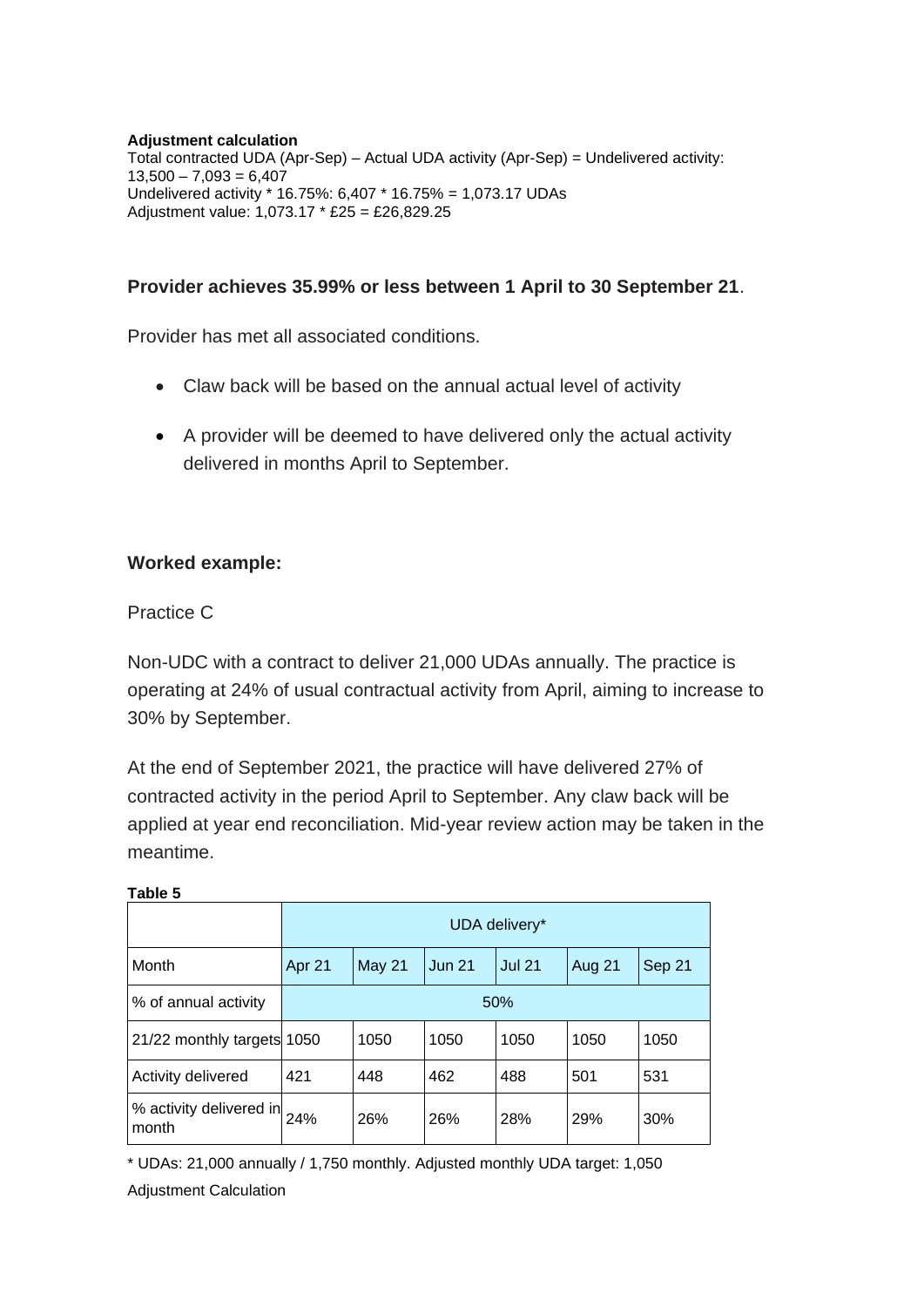**Adjustment calculation**
Total contracted UDA (Apr-Sep) – Actual UDA activity (Apr-Sep) = Undelivered activity: 13,500 – 7,093 = 6,407
Undelivered activity * 16.75%: 6,407 * 16.75% = 1,073.17 UDAs
Adjustment value: 1,073.17 * £25 = £26,829.25

**Provider achieves 35.99% or less between 1 April to 30 September 21**.

Provider has met all associated conditions.

- Claw back will be based on the annual actual level of activity
- A provider will be deemed to have delivered only the actual activity delivered in months April to September.

**Worked example:**

Practice C

Non-UDC with a contract to deliver 21,000 UDAs annually. The practice is operating at 24% of usual contractual activity from April, aiming to increase to 30% by September.

At the end of September 2021, the practice will have delivered 27% of contracted activity in the period April to September. Any claw back will be applied at year end reconciliation. Mid-year review action may be taken in the meantime.

**Table 5**

| | UDA delivery* | | | | | |
|---|---|---|---|---|---|---|
| Month | Apr 21 | May 21 | Jun 21 | Jul 21 | Aug 21 | Sep 21 |
| % of annual activity | 50% | | | | | |
| 21/22 monthly targets | 1050 | 1050 | 1050 | 1050 | 1050 | 1050 |
| Activity delivered | 421 | 448 | 462 | 488 | 501 | 531 |
| % activity delivered in month | 24% | 26% | 26% | 28% | 29% | 30% |

* UDAs: 21,000 annually / 1,750 monthly. Adjusted monthly UDA target: 1,050

Adjustment Calculation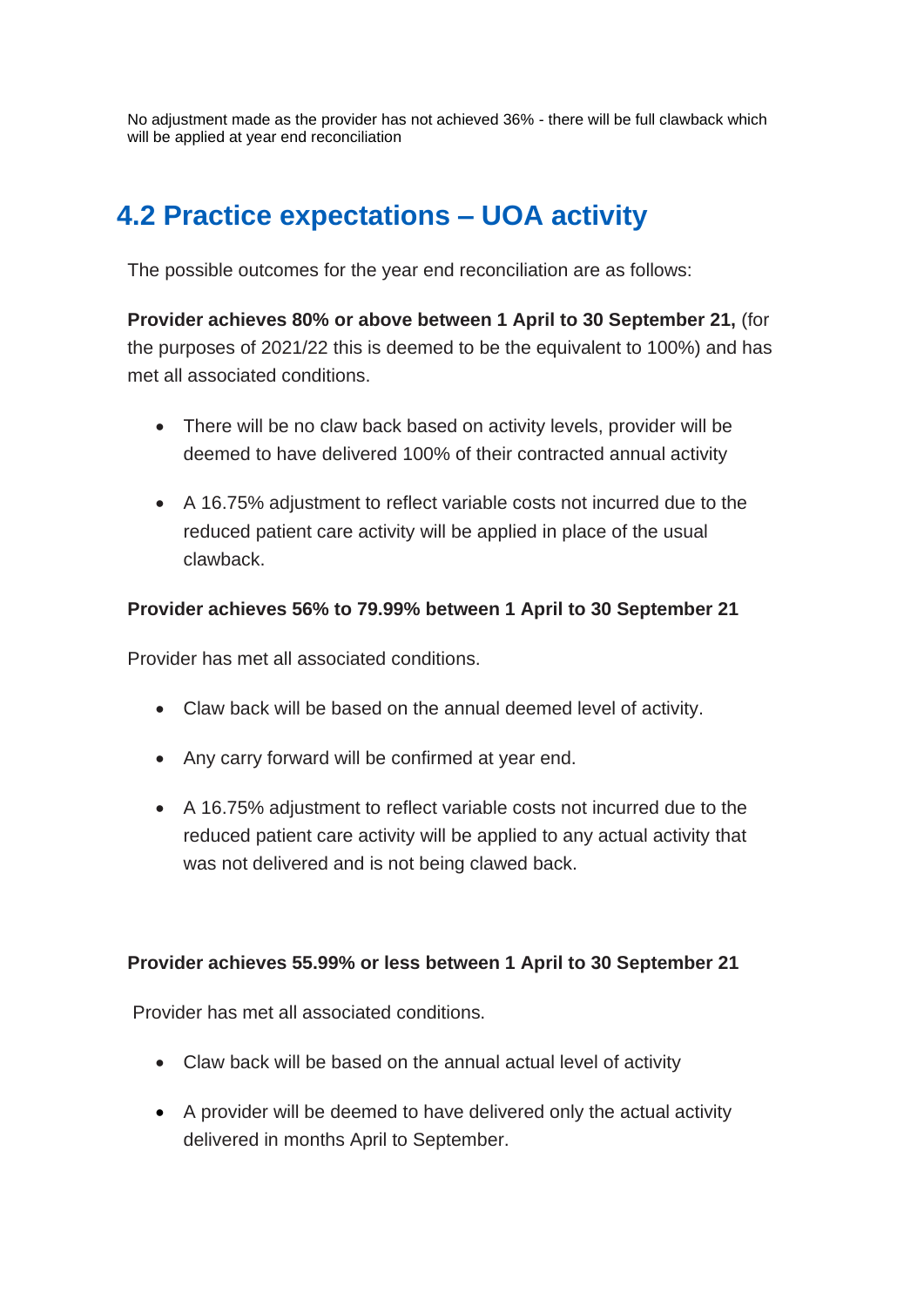No adjustment made as the provider has not achieved 36% - there will be full clawback which will be applied at year end reconciliation

## 4.2 Practice expectations – UOA activity

The possible outcomes for the year end reconciliation are as follows:

**Provider achieves 80% or above between 1 April to 30 September 21,** (for the purposes of 2021/22 this is deemed to be the equivalent to 100%) and has met all associated conditions.

- There will be no claw back based on activity levels, provider will be deemed to have delivered 100% of their contracted annual activity
- A 16.75% adjustment to reflect variable costs not incurred due to the reduced patient care activity will be applied in place of the usual clawback.

**Provider achieves 56% to 79.99% between 1 April to 30 September 21**

Provider has met all associated conditions.

- Claw back will be based on the annual deemed level of activity.
- Any carry forward will be confirmed at year end.
- A 16.75% adjustment to reflect variable costs not incurred due to the reduced patient care activity will be applied to any actual activity that was not delivered and is not being clawed back.

**Provider achieves 55.99% or less between 1 April to 30 September 21**

Provider has met all associated conditions.

- Claw back will be based on the annual actual level of activity
- A provider will be deemed to have delivered only the actual activity delivered in months April to September.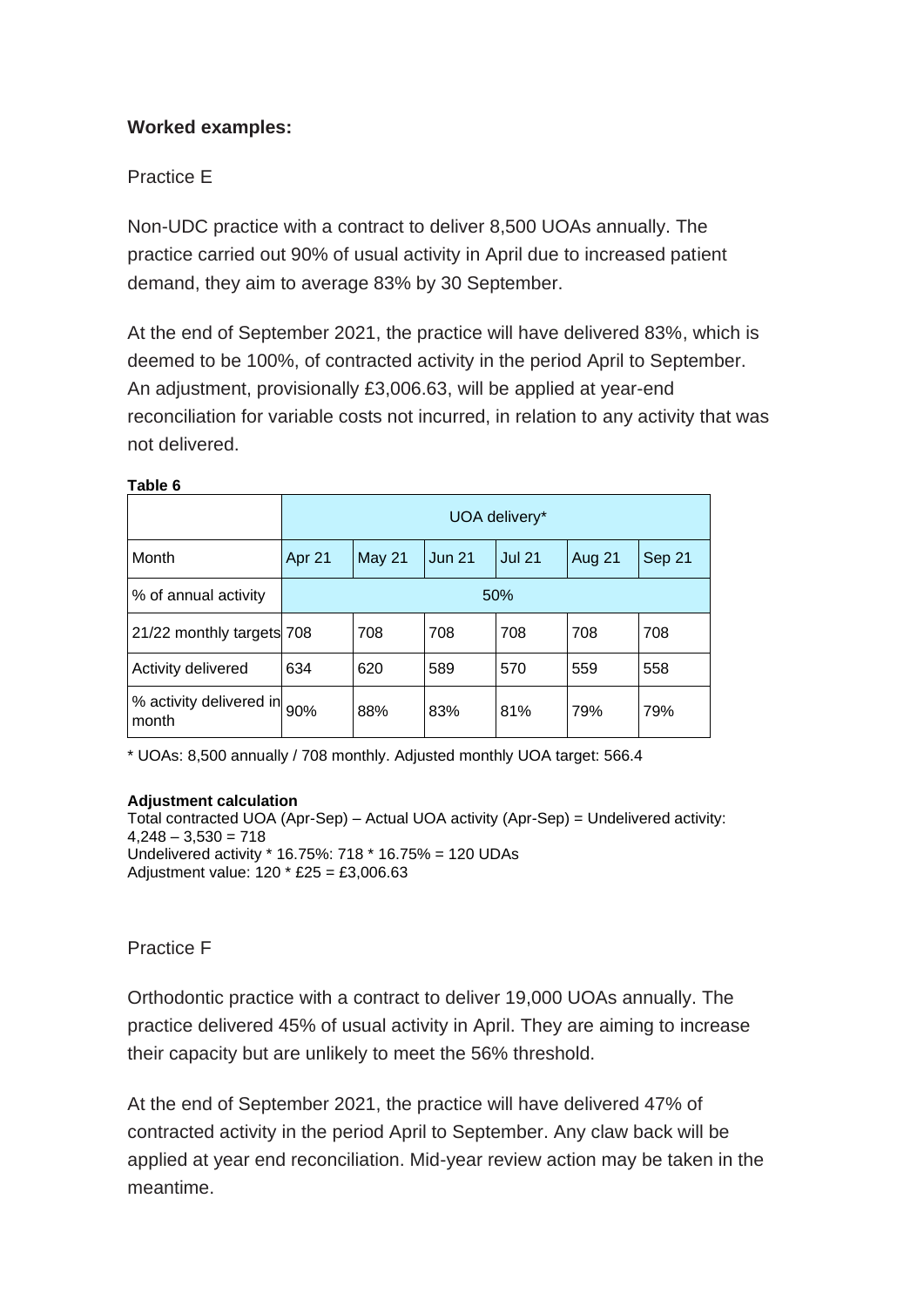**Worked examples:**

Practice E

Non-UDC practice with a contract to deliver 8,500 UOAs annually. The practice carried out 90% of usual activity in April due to increased patient demand, they aim to average 83% by 30 September.

At the end of September 2021, the practice will have delivered 83%, which is deemed to be 100%, of contracted activity in the period April to September. An adjustment, provisionally £3,006.63, will be applied at year-end reconciliation for variable costs not incurred, in relation to any activity that was not delivered.

**Table 6**

| | UOA delivery* | | | | | |
|---|---|---|---|---|---|---|
| Month | Apr 21 | May 21 | Jun 21 | Jul 21 | Aug 21 | Sep 21 |
| % of annual activity | 50% | | | | | |
| 21/22 monthly targets | 708 | 708 | 708 | 708 | 708 | 708 |
| Activity delivered | 634 | 620 | 589 | 570 | 559 | 558 |
| % activity delivered in month | 90% | 88% | 83% | 81% | 79% | 79% |

* UOAs: 8,500 annually / 708 monthly. Adjusted monthly UOA target: 566.4

**Adjustment calculation**
Total contracted UOA (Apr-Sep) – Actual UOA activity (Apr-Sep) = Undelivered activity: 4,248 – 3,530 = 718
Undelivered activity * 16.75%: 718 * 16.75% = 120 UDAs
Adjustment value: 120 * £25 = £3,006.63

Practice F

Orthodontic practice with a contract to deliver 19,000 UOAs annually. The practice delivered 45% of usual activity in April. They are aiming to increase their capacity but are unlikely to meet the 56% threshold.

At the end of September 2021, the practice will have delivered 47% of contracted activity in the period April to September. Any claw back will be applied at year end reconciliation. Mid-year review action may be taken in the meantime.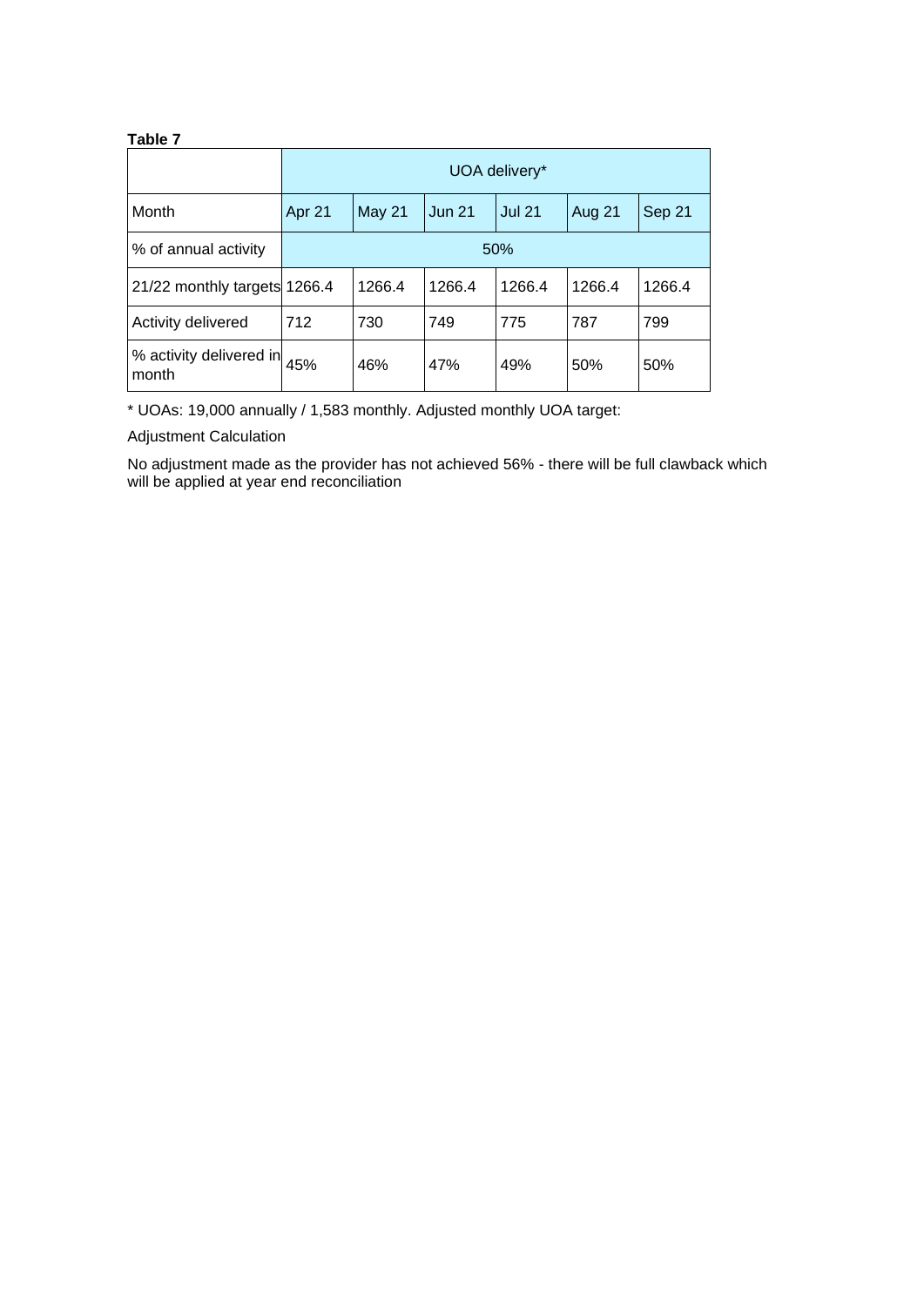**Table 7**

| | UOA delivery* | | | | | |
|---|---|---|---|---|---|---|
| Month | Apr 21 | May 21 | Jun 21 | Jul 21 | Aug 21 | Sep 21 |
| % of annual activity | 50% | | | | | |
| 21/22 monthly targets | 1266.4 | 1266.4 | 1266.4 | 1266.4 | 1266.4 | 1266.4 |
| Activity delivered | 712 | 730 | 749 | 775 | 787 | 799 |
| % activity delivered in month | 45% | 46% | 47% | 49% | 50% | 50% |

* UOAs: 19,000 annually / 1,583 monthly. Adjusted monthly UOA target:

Adjustment Calculation

No adjustment made as the provider has not achieved 56% - there will be full clawback which will be applied at year end reconciliation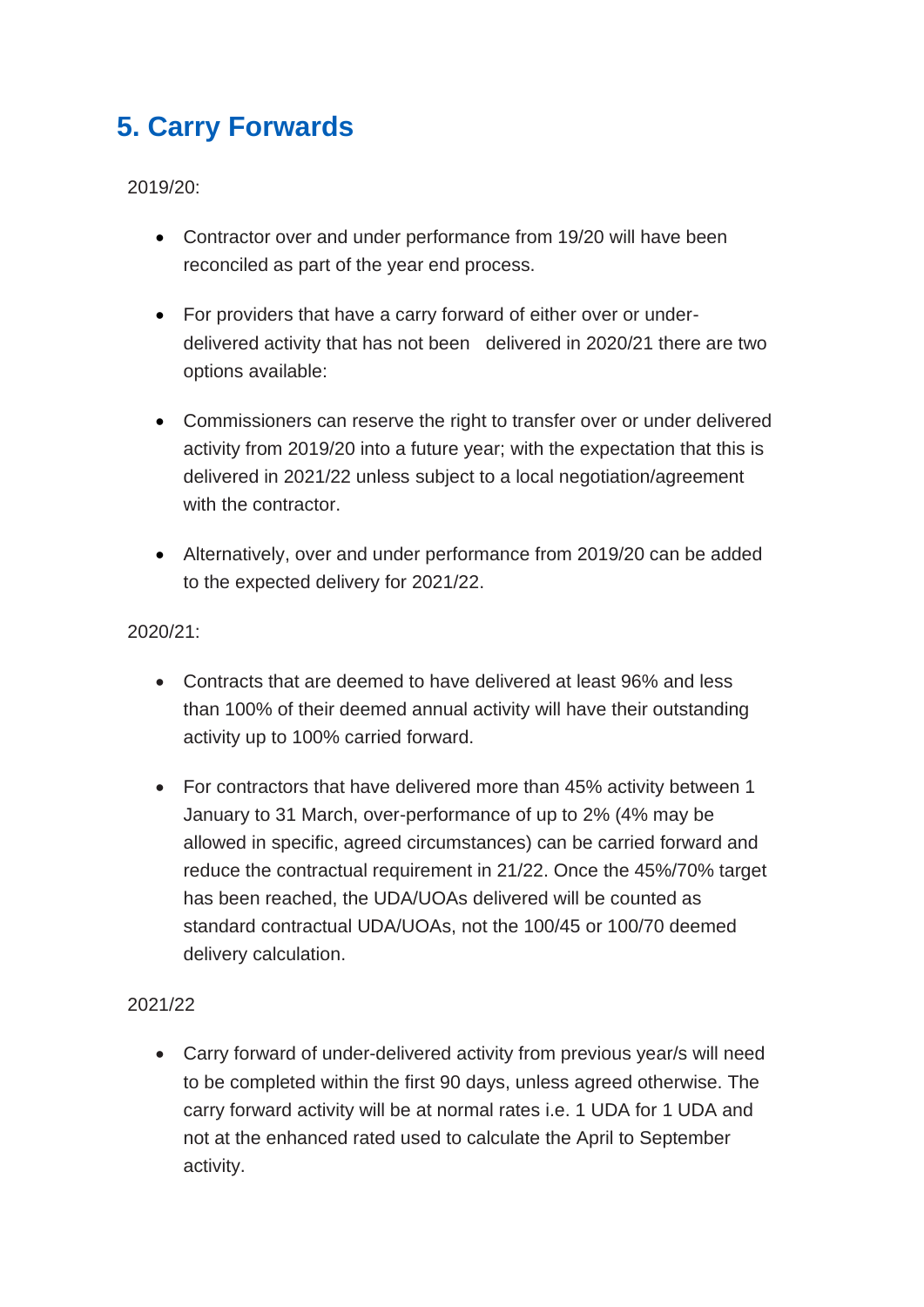## 5. Carry Forwards

2019/20:

- Contractor over and under performance from 19/20 will have been reconciled as part of the year end process.
- For providers that have a carry forward of either over or under-delivered activity that has not been delivered in 2020/21 there are two options available:
- Commissioners can reserve the right to transfer over or under delivered activity from 2019/20 into a future year; with the expectation that this is delivered in 2021/22 unless subject to a local negotiation/agreement with the contractor.
- Alternatively, over and under performance from 2019/20 can be added to the expected delivery for 2021/22.

2020/21:

- Contracts that are deemed to have delivered at least 96% and less than 100% of their deemed annual activity will have their outstanding activity up to 100% carried forward.
- For contractors that have delivered more than 45% activity between 1 January to 31 March, over-performance of up to 2% (4% may be allowed in specific, agreed circumstances) can be carried forward and reduce the contractual requirement in 21/22. Once the 45%/70% target has been reached, the UDA/UOAs delivered will be counted as standard contractual UDA/UOAs, not the 100/45 or 100/70 deemed delivery calculation.

2021/22

- Carry forward of under-delivered activity from previous year/s will need to be completed within the first 90 days, unless agreed otherwise. The carry forward activity will be at normal rates i.e. 1 UDA for 1 UDA and not at the enhanced rated used to calculate the April to September activity.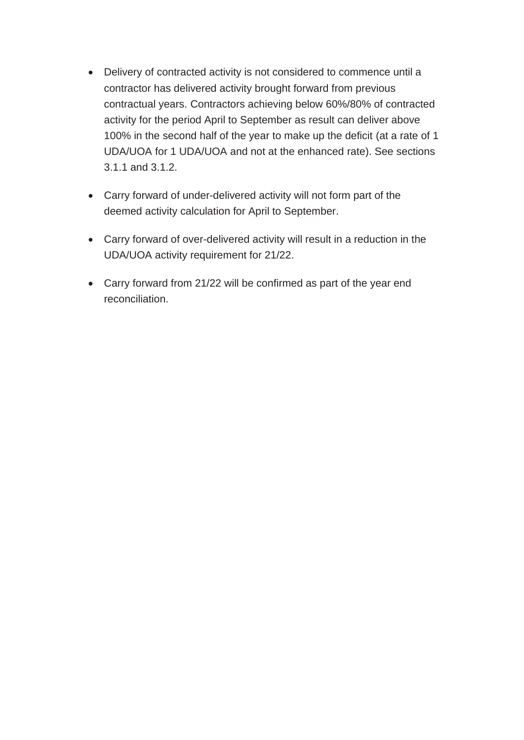- Delivery of contracted activity is not considered to commence until a contractor has delivered activity brought forward from previous contractual years. Contractors achieving below 60%/80% of contracted activity for the period April to September as result can deliver above 100% in the second half of the year to make up the deficit (at a rate of 1 UDA/UOA for 1 UDA/UOA and not at the enhanced rate). See sections 3.1.1 and 3.1.2.

- Carry forward of under-delivered activity will not form part of the deemed activity calculation for April to September.

- Carry forward of over-delivered activity will result in a reduction in the UDA/UOA activity requirement for 21/22.

- Carry forward from 21/22 will be confirmed as part of the year end reconciliation.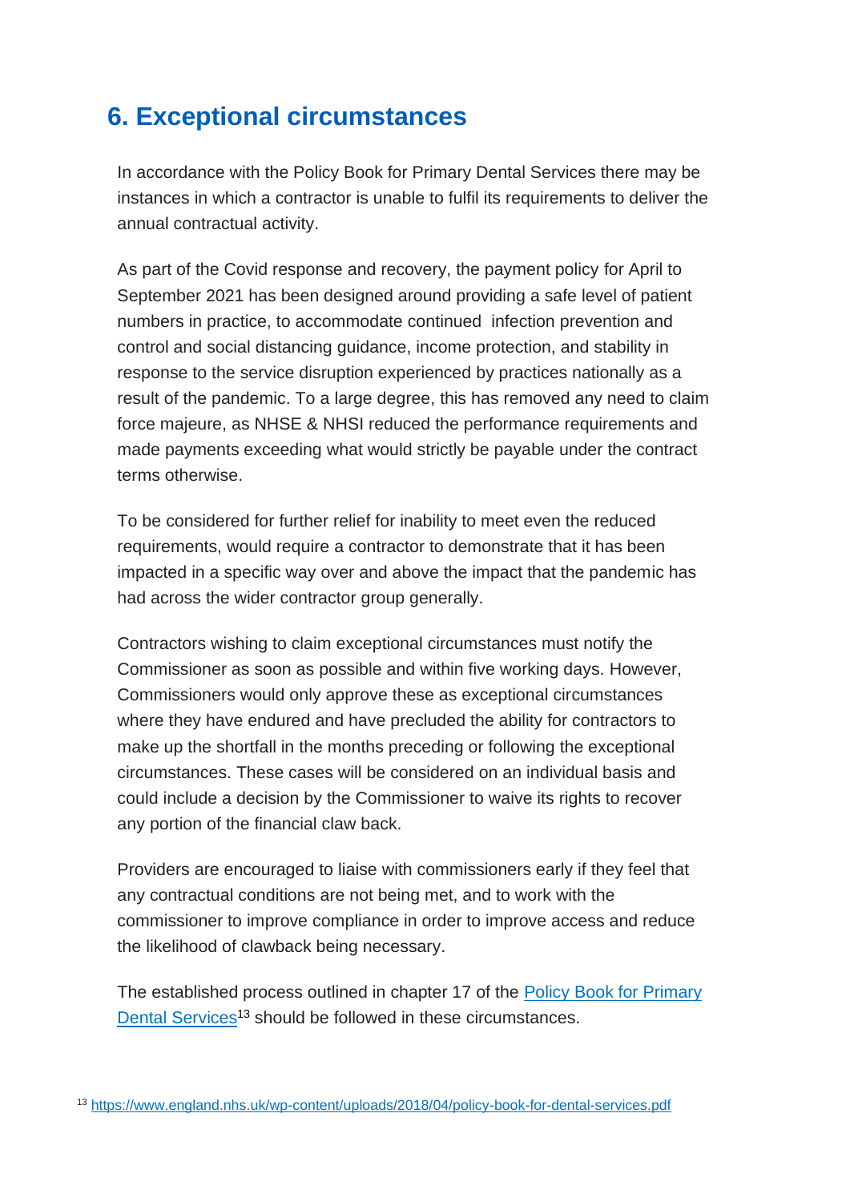## 6. Exceptional circumstances

In accordance with the Policy Book for Primary Dental Services there may be instances in which a contractor is unable to fulfil its requirements to deliver the annual contractual activity.

As part of the Covid response and recovery, the payment policy for April to September 2021 has been designed around providing a safe level of patient numbers in practice, to accommodate continued infection prevention and control and social distancing guidance, income protection, and stability in response to the service disruption experienced by practices nationally as a result of the pandemic. To a large degree, this has removed any need to claim force majeure, as NHSE & NHSI reduced the performance requirements and made payments exceeding what would strictly be payable under the contract terms otherwise.

To be considered for further relief for inability to meet even the reduced requirements, would require a contractor to demonstrate that it has been impacted in a specific way over and above the impact that the pandemic has had across the wider contractor group generally.

Contractors wishing to claim exceptional circumstances must notify the Commissioner as soon as possible and within five working days. However, Commissioners would only approve these as exceptional circumstances where they have endured and have precluded the ability for contractors to make up the shortfall in the months preceding or following the exceptional circumstances. These cases will be considered on an individual basis and could include a decision by the Commissioner to waive its rights to recover any portion of the financial claw back.

Providers are encouraged to liaise with commissioners early if they feel that any contractual conditions are not being met, and to work with the commissioner to improve compliance in order to improve access and reduce the likelihood of clawback being necessary.

The established process outlined in chapter 17 of the [Policy Book for Primary Dental Services](https://www.england.nhs.uk/wp-content/uploads/2018/04/policy-book-for-dental-services.pdf)[13] should be followed in these circumstances.

[13] https://www.england.nhs.uk/wp-content/uploads/2018/04/policy-book-for-dental-services.pdf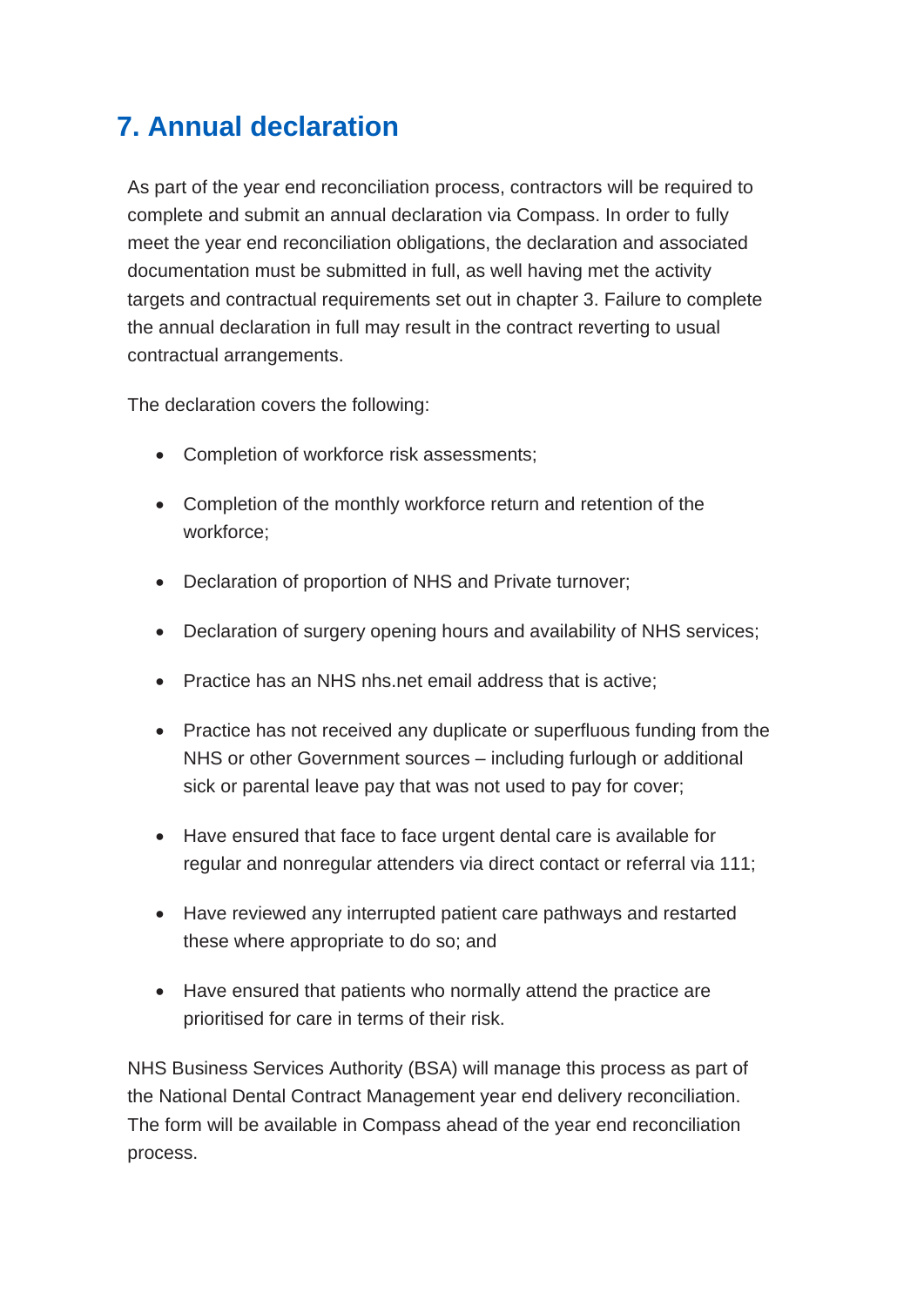## 7. Annual declaration

As part of the year end reconciliation process, contractors will be required to complete and submit an annual declaration via Compass. In order to fully meet the year end reconciliation obligations, the declaration and associated documentation must be submitted in full, as well having met the activity targets and contractual requirements set out in chapter 3. Failure to complete the annual declaration in full may result in the contract reverting to usual contractual arrangements.

The declaration covers the following:

- Completion of workforce risk assessments;
- Completion of the monthly workforce return and retention of the workforce;
- Declaration of proportion of NHS and Private turnover;
- Declaration of surgery opening hours and availability of NHS services;
- Practice has an NHS nhs.net email address that is active;
- Practice has not received any duplicate or superfluous funding from the NHS or other Government sources – including furlough or additional sick or parental leave pay that was not used to pay for cover;
- Have ensured that face to face urgent dental care is available for regular and nonregular attenders via direct contact or referral via 111;
- Have reviewed any interrupted patient care pathways and restarted these where appropriate to do so; and
- Have ensured that patients who normally attend the practice are prioritised for care in terms of their risk.

NHS Business Services Authority (BSA) will manage this process as part of the National Dental Contract Management year end delivery reconciliation. The form will be available in Compass ahead of the year end reconciliation process.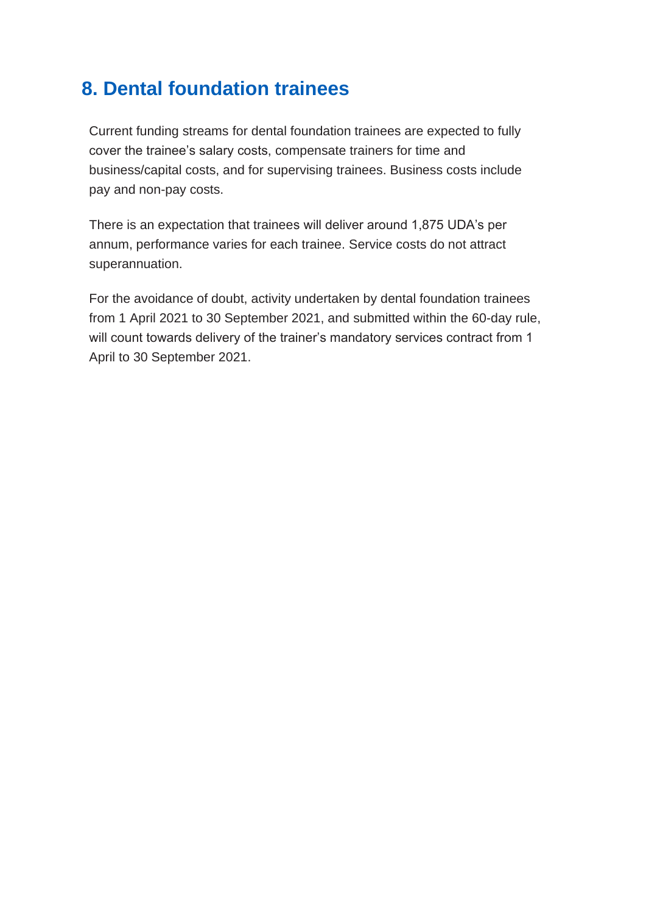## 8. Dental foundation trainees

Current funding streams for dental foundation trainees are expected to fully cover the trainee's salary costs, compensate trainers for time and business/capital costs, and for supervising trainees. Business costs include pay and non-pay costs.

There is an expectation that trainees will deliver around 1,875 UDA's per annum, performance varies for each trainee. Service costs do not attract superannuation.

For the avoidance of doubt, activity undertaken by dental foundation trainees from 1 April 2021 to 30 September 2021, and submitted within the 60-day rule, will count towards delivery of the trainer's mandatory services contract from 1 April to 30 September 2021.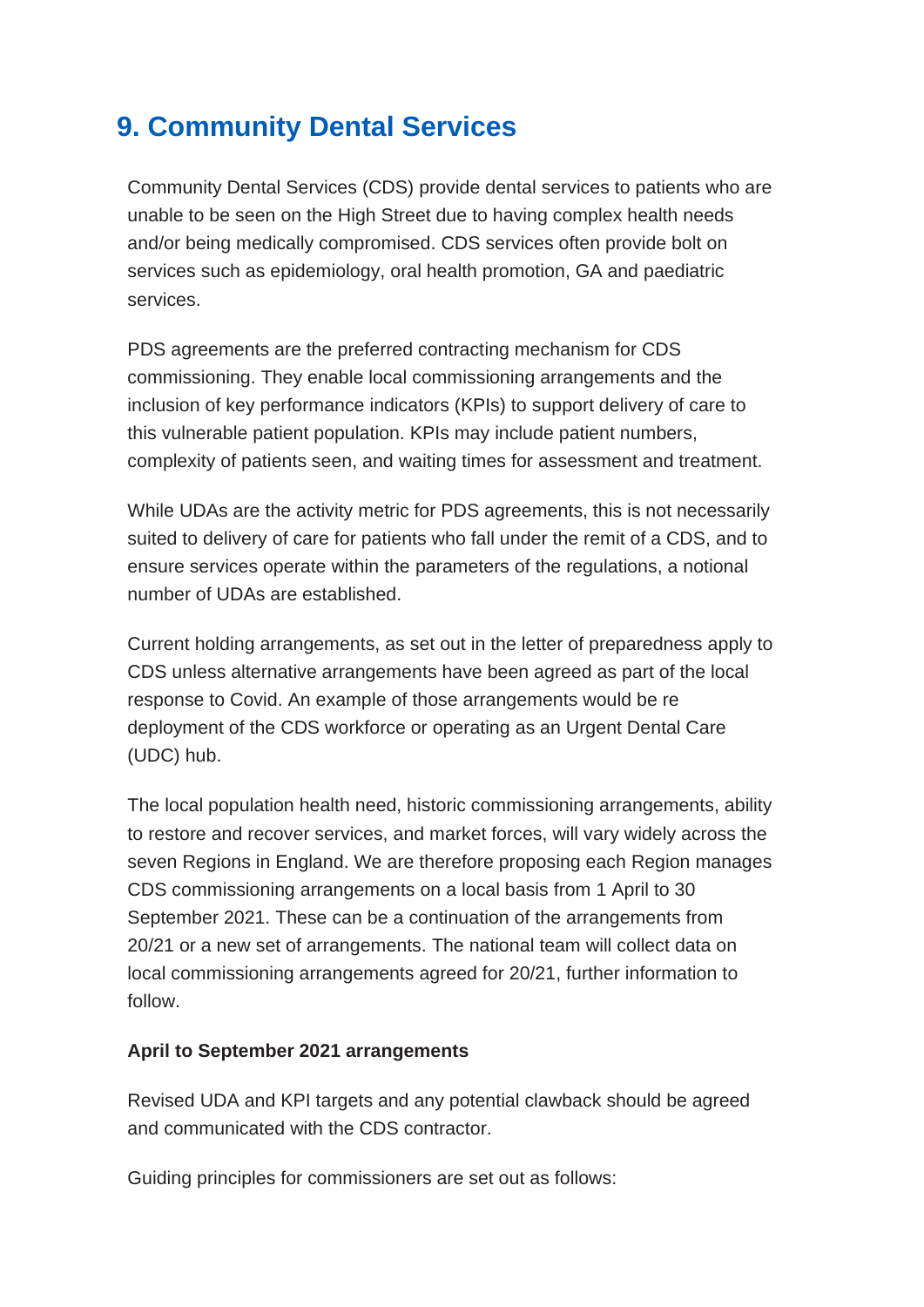## 9. Community Dental Services

Community Dental Services (CDS) provide dental services to patients who are unable to be seen on the High Street due to having complex health needs and/or being medically compromised. CDS services often provide bolt on services such as epidemiology, oral health promotion, GA and paediatric services.

PDS agreements are the preferred contracting mechanism for CDS commissioning. They enable local commissioning arrangements and the inclusion of key performance indicators (KPIs) to support delivery of care to this vulnerable patient population. KPIs may include patient numbers, complexity of patients seen, and waiting times for assessment and treatment.

While UDAs are the activity metric for PDS agreements, this is not necessarily suited to delivery of care for patients who fall under the remit of a CDS, and to ensure services operate within the parameters of the regulations, a notional number of UDAs are established.

Current holding arrangements, as set out in the letter of preparedness apply to CDS unless alternative arrangements have been agreed as part of the local response to Covid. An example of those arrangements would be re deployment of the CDS workforce or operating as an Urgent Dental Care (UDC) hub.

The local population health need, historic commissioning arrangements, ability to restore and recover services, and market forces, will vary widely across the seven Regions in England. We are therefore proposing each Region manages CDS commissioning arrangements on a local basis from 1 April to 30 September 2021. These can be a continuation of the arrangements from 20/21 or a new set of arrangements. The national team will collect data on local commissioning arrangements agreed for 20/21, further information to follow.

**April to September 2021 arrangements**

Revised UDA and KPI targets and any potential clawback should be agreed and communicated with the CDS contractor.

Guiding principles for commissioners are set out as follows: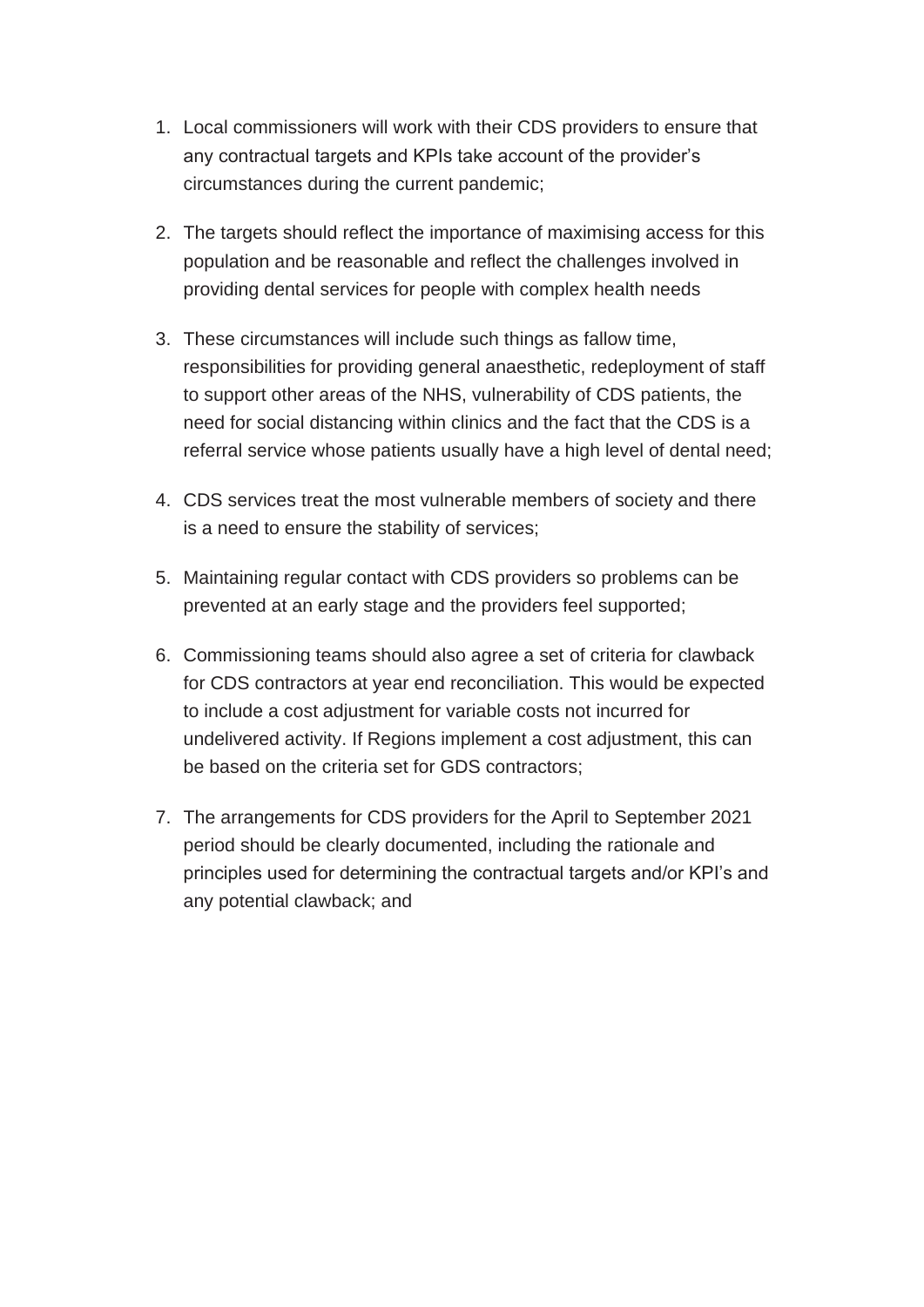1. Local commissioners will work with their CDS providers to ensure that any contractual targets and KPIs take account of the provider's circumstances during the current pandemic;

2. The targets should reflect the importance of maximising access for this population and be reasonable and reflect the challenges involved in providing dental services for people with complex health needs

3. These circumstances will include such things as fallow time, responsibilities for providing general anaesthetic, redeployment of staff to support other areas of the NHS, vulnerability of CDS patients, the need for social distancing within clinics and the fact that the CDS is a referral service whose patients usually have a high level of dental need;

4. CDS services treat the most vulnerable members of society and there is a need to ensure the stability of services;

5. Maintaining regular contact with CDS providers so problems can be prevented at an early stage and the providers feel supported;

6. Commissioning teams should also agree a set of criteria for clawback for CDS contractors at year end reconciliation. This would be expected to include a cost adjustment for variable costs not incurred for undelivered activity. If Regions implement a cost adjustment, this can be based on the criteria set for GDS contractors;

7. The arrangements for CDS providers for the April to September 2021 period should be clearly documented, including the rationale and principles used for determining the contractual targets and/or KPI's and any potential clawback; and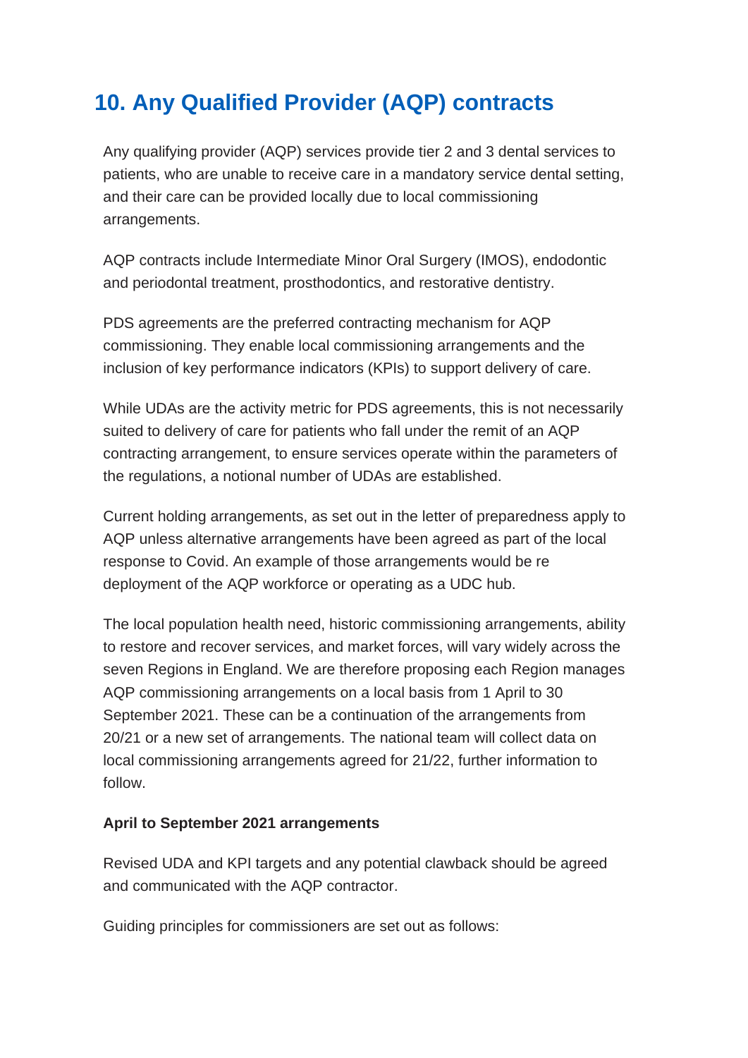## 10. Any Qualified Provider (AQP) contracts

Any qualifying provider (AQP) services provide tier 2 and 3 dental services to patients, who are unable to receive care in a mandatory service dental setting, and their care can be provided locally due to local commissioning arrangements.

AQP contracts include Intermediate Minor Oral Surgery (IMOS), endodontic and periodontal treatment, prosthodontics, and restorative dentistry.

PDS agreements are the preferred contracting mechanism for AQP commissioning. They enable local commissioning arrangements and the inclusion of key performance indicators (KPIs) to support delivery of care.

While UDAs are the activity metric for PDS agreements, this is not necessarily suited to delivery of care for patients who fall under the remit of an AQP contracting arrangement, to ensure services operate within the parameters of the regulations, a notional number of UDAs are established.

Current holding arrangements, as set out in the letter of preparedness apply to AQP unless alternative arrangements have been agreed as part of the local response to Covid. An example of those arrangements would be re deployment of the AQP workforce or operating as a UDC hub.

The local population health need, historic commissioning arrangements, ability to restore and recover services, and market forces, will vary widely across the seven Regions in England. We are therefore proposing each Region manages AQP commissioning arrangements on a local basis from 1 April to 30 September 2021. These can be a continuation of the arrangements from 20/21 or a new set of arrangements. The national team will collect data on local commissioning arrangements agreed for 21/22, further information to follow.

**April to September 2021 arrangements**

Revised UDA and KPI targets and any potential clawback should be agreed and communicated with the AQP contractor.

Guiding principles for commissioners are set out as follows: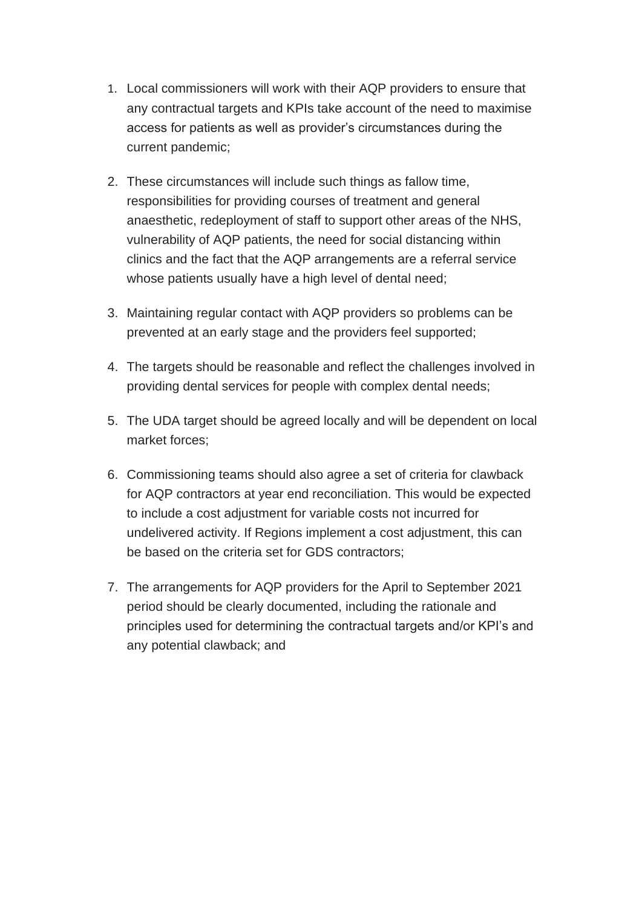1. Local commissioners will work with their AQP providers to ensure that any contractual targets and KPIs take account of the need to maximise access for patients as well as provider's circumstances during the current pandemic;

2. These circumstances will include such things as fallow time, responsibilities for providing courses of treatment and general anaesthetic, redeployment of staff to support other areas of the NHS, vulnerability of AQP patients, the need for social distancing within clinics and the fact that the AQP arrangements are a referral service whose patients usually have a high level of dental need;

3. Maintaining regular contact with AQP providers so problems can be prevented at an early stage and the providers feel supported;

4. The targets should be reasonable and reflect the challenges involved in providing dental services for people with complex dental needs;

5. The UDA target should be agreed locally and will be dependent on local market forces;

6. Commissioning teams should also agree a set of criteria for clawback for AQP contractors at year end reconciliation. This would be expected to include a cost adjustment for variable costs not incurred for undelivered activity. If Regions implement a cost adjustment, this can be based on the criteria set for GDS contractors;

7. The arrangements for AQP providers for the April to September 2021 period should be clearly documented, including the rationale and principles used for determining the contractual targets and/or KPI's and any potential clawback; and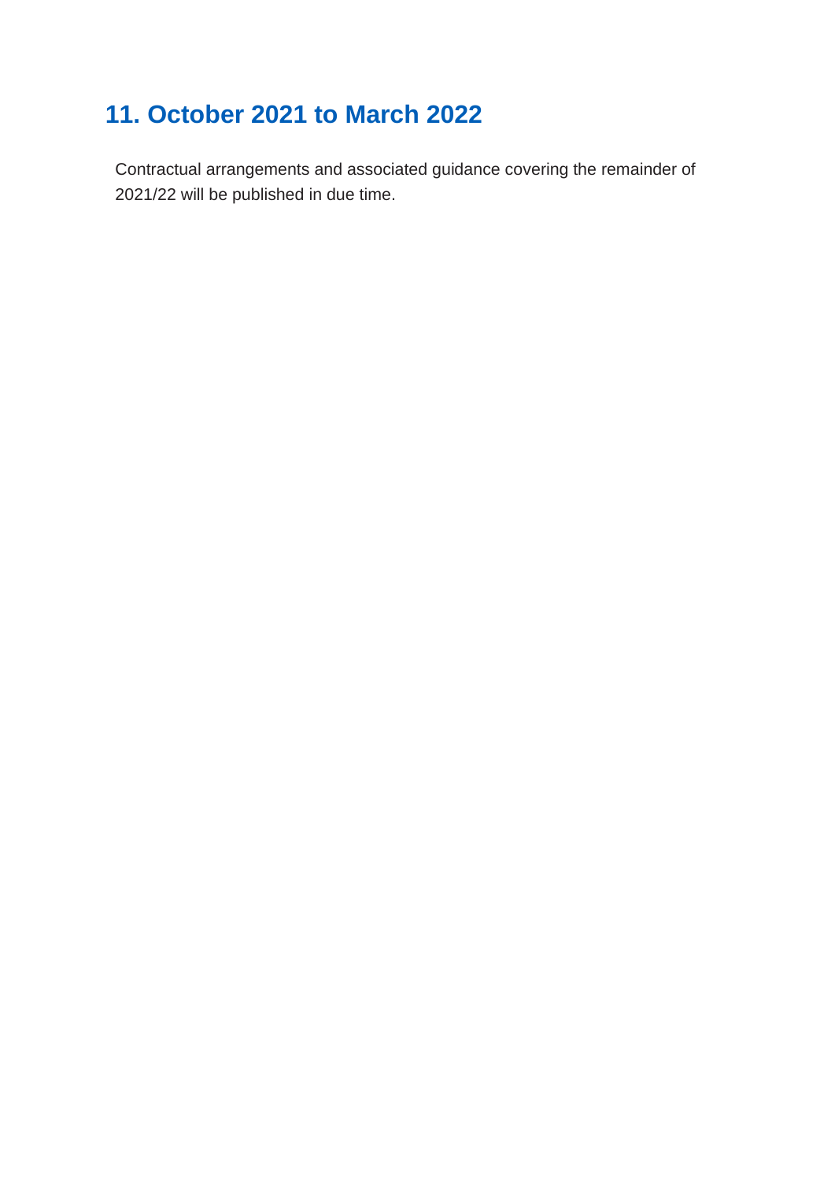## 11. October 2021 to March 2022

Contractual arrangements and associated guidance covering the remainder of 2021/22 will be published in due time.